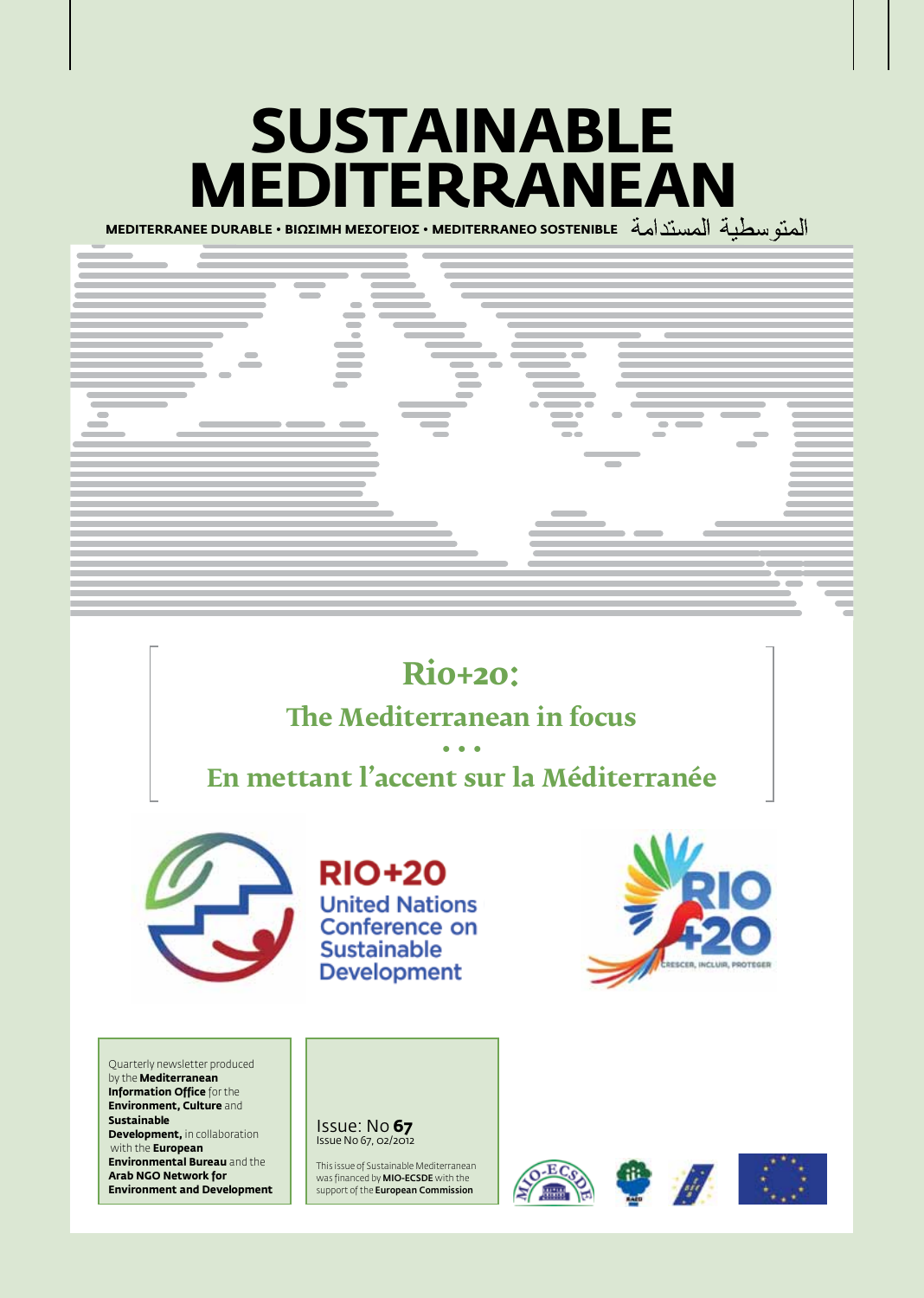# SUSTAINABLE MEDITERRANEAN

MEDITERRANEE DURABLE • ΒΙΩΣΙΜΗ ΜΕΣΟΓΕΙΟΣ • MEDITERRANEO SOSTENIBLE المتوسطية المستدامة

## Rio+20:

## The Mediterranean in focus

• • •

## En mettant l'accent sur la Méditerranée

RIO+20 United Nations Conference on Sustainable Development

RIO +20 CRESCER, INCLUIR, PROTEGER

Quarterly newsletter produced by the **Mediterranean Information Office** for the **Environment, Culture** and **Sustainable Development,** in collaboration with the **European Environmental Bureau** and the **Arab NGO Network for Environment and Development**

Issue: No **67**
Issue No 67, 02/2012

This issue of Sustainable Mediterranean was financed by **MIO-ECSDE** with the support of the **European Commission**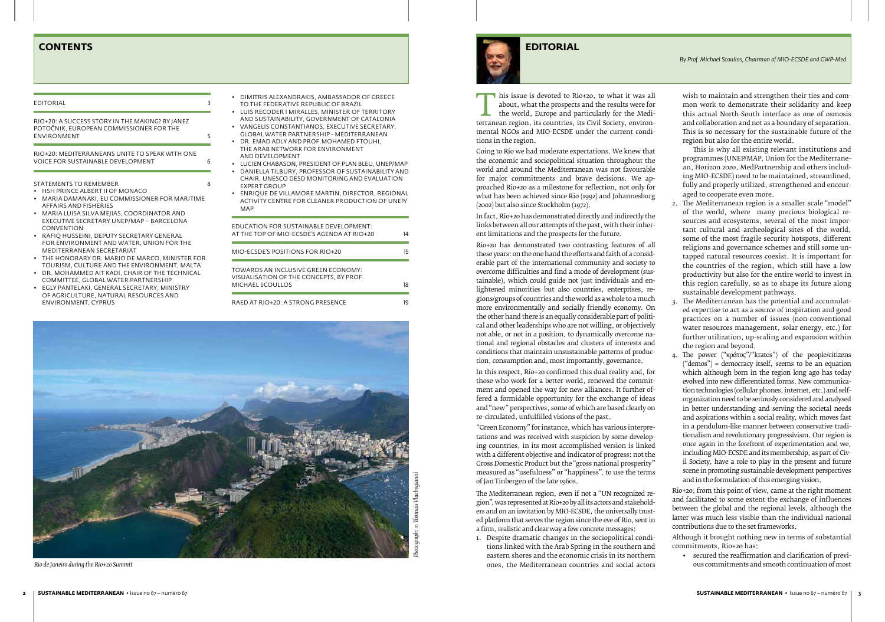# CONTENTS

| | |
|---|---|
| EDITORIAL | 3 |
| RIO+20: A SUCCESS STORY IN THE MAKING? BY JANEZ POTOČNIK, EUROPEAN COMMISSIONER FOR THE ENVIRONMENT | 5 |
| RIO+20: MEDITERRANEANS UNITE TO SPEAK WITH ONE VOICE FOR SUSTAINABLE DEVELOPMENT | 6 |
| STATEMENTS TO REMEMBER | 8 |

- HSH PRINCE ALBERT II OF MONACO
- MARIA DAMANAKI, EU COMMISSIONER FOR MARITIME AFFAIRS AND FISHERIES
- MARIA LUISA SILVA MEJIAS, COORDINATOR AND EXECUTIVE SECRETARY UNEP/MAP – BARCELONA CONVENTION
- RAFIQ HUSSEINI, DEPUTY SECRETARY GENERAL FOR ENVIRONMENT AND WATER, UNION FOR THE MEDITERRANEAN SECRETARIAT
- THE HONORARY DR. MARIO DE MARCO, MINISTER FOR TOURISM, CULTURE AND THE ENVIRONMENT, MALTA
- DR. MOHAMMED AIT KADI, CHAIR OF THE TECHNICAL COMMITTEE, GLOBAL WATER PARTNERSHIP
- EGLY PANTELAKI, GENERAL SECRETARY, MINISTRY OF AGRICULTURE, NATURAL RESOURCES AND ENVIRONMENT, CYPRUS
- DIMITRIS ALEXANDRAKIS, AMBASSADOR OF GREECE TO THE FEDERATIVE REPUBLIC OF BRAZIL
- LUIS RECODER I MIRALLES, MINISTER OF TERRITORY AND SUSTAINABILITY, GOVERNMENT OF CATALONIA
- VANGELIS CONSTANTIANOS, EXECUTIVE SECRETARY, GLOBAL WATER PARTNERSHIP - MEDITERRANEAN
- DR. EMAD ADLY AND PROF. MOHAMED FTOUHI, THE ARAB NETWORK FOR ENVIRONMENT AND DEVELOPMENT
- LUCIEN CHABASON, PRESIDENT OF PLAN BLEU, UNEP/MAP
- DANIELLA TILBURY, PROFESSOR OF SUSTAINABILITY AND CHAIR, UNESCO DESD MONITORING AND EVALUATION EXPERT GROUP
- ENRIQUE DE VILLAMORE MARTIN, DIRECTOR, REGIONAL ACTIVITY CENTRE FOR CLEANER PRODUCTION OF UNEP/MAP

| | |
|---|---|
| EDUCATION FOR SUSTAINABLE DEVELOPMENT: AT THE TOP OF MIO-ECSDE'S AGENDA AT RIO+20 | 14 |
| MIO-ECSDE'S POSITIONS FOR RIO+20 | 15 |
| TOWARDS AN INCLUSIVE GREEN ECONOMY: VISUALISATION OF THE CONCEPTS, BY PROF. MICHAEL SCOULLOS | 18 |
| RAED AT RIO+20: A STRONG PRESENCE | 19 |

*Photograph: © Thomais Vlachogianni*

*Rio de Janeiro during the Rio+20 Summit*

# EDITORIAL

*By Prof. Michael Scoullos, Chairman of MIO-ECSDE and GWP-Med*

This issue is devoted to Rio+20, to what it was all about, what the prospects and the results were for the world, Europe and particularly for the Mediterranean region, its countries, its Civil Society, environmental NGOs and MIO-ECSDE under the current conditions in the region.

Going to Rio we had moderate expectations. We knew that the economic and sociopolitical situation throughout the world and around the Mediterranean was not favourable for major commitments and brave decisions. We approached Rio+20 as a milestone for reflection, not only for what has been achieved since Rio (1992) and Johannesburg (2002) but also since Stockholm (1972).

In fact, Rio+20 has demonstrated directly and indirectly the links between all our attempts of the past, with their inherent limitations and the prospects for the future.

Rio+20 has demonstrated two contrasting features of all these years: on the one hand the efforts and faith of a considerable part of the international community and society to overcome difficulties and find a model of development (sustainable), which could guide not just individuals and enlightened minorities but also countries, enterprises, regions/groups of countries and the world as a whole to a much more environmentally and socially friendly economy. On the other hand there is an equally considerable part of political and other leaderships who are not willing, or objectively not able, or not in a position, to dynamically overcome national and regional obstacles and clusters of interests and conditions that maintain unsustainable patterns of production, consumption and, most importantly, governance.

In this respect, Rio+20 confirmed this dual reality and, for those who work for a better world, renewed the commitment and opened the way for new alliances. It further offered a formidable opportunity for the exchange of ideas and "new" perspectives, some of which are based clearly on re-circulated, unfulfilled visions of the past.

"Green Economy" for instance, which has various interpretations and was received with suspicion by some developing countries, in its most accomplished version is linked with a different objective and indicator of progress: not the Gross Domestic Product but the "gross national prosperity" measured as "usefulness" or "happiness", to use the terms of Jan Tinbergen of the late 1960s.

The Mediterranean region, even if not a "UN recognized region", was represented at Rio+20 by all its actors and stakeholders and on an invitation by MIO-ECSDE, the universally trusted platform that serves the region since the eve of Rio, sent in a firm, realistic and clear way a few concrete messages:

1. Despite dramatic changes in the sociopolitical conditions linked with the Arab Spring in the southern and eastern shores and the economic crisis in its northern ones, the Mediterranean countries and social actors wish to maintain and strengthen their ties and common work to demonstrate their solidarity and keep this actual North-South interface as one of osmosis and collaboration and not as a boundary of separation. This is so necessary for the sustainable future of the region but also for the entire world.

   This is why all existing relevant institutions and programmes (UNEP/MAP, Union for the Mediterranean, Horizon 2020, MedPartnership and others including MIO-ECSDE) need to be maintained, streamlined, fully and properly utilized, strengthened and encouraged to cooperate even more.
2. The Mediterranean region is a smaller scale "model" of the world, where many precious biological resources and ecosystems, several of the most important cultural and archeological sites of the world, some of the most fragile security hotspots, different religions and governance schemes and still some untapped natural resources coexist. It is important for the countries of the region, which still have a low productivity but also for the entire world to invest in this region carefully, so as to shape its future along sustainable development pathways.
3. The Mediterranean has the potential and accumulated expertise to act as a source of inspiration and good practices on a number of issues (non-conventional water resources management, solar energy, etc.) for further utilization, up-scaling and expansion within the region and beyond.
4. The power ("κράτος"/"kratos") of the people/citizens ("demos") = democracy itself, seems to be an equation which although born in the region long ago has today evolved into new differentiated forms. New communication technologies (cellular phones, internet, etc.) and self-organization need to be seriously considered and analysed in better understanding and serving the societal needs and aspirations within a social reality, which moves fast in a pendulum-like manner between conservative traditionalism and revolutionary progressivism. Our region is once again in the forefront of experimentation and we, including MIO-ECSDE and its membership, as part of Civil Society, have a role to play in the present and future scene in promoting sustainable development perspectives and in the formulation of this emerging vision.

Rio+20, from this point of view, came at the right moment and facilitated to some extent the exchange of influences between the global and the regional levels, although the latter was much less visible than the individual national contributions due to the set frameworks.

Although it brought nothing new in terms of substantial commitments, Rio+20 has:

- secured the reaffirmation and clarification of previous commitments and smooth continuation of most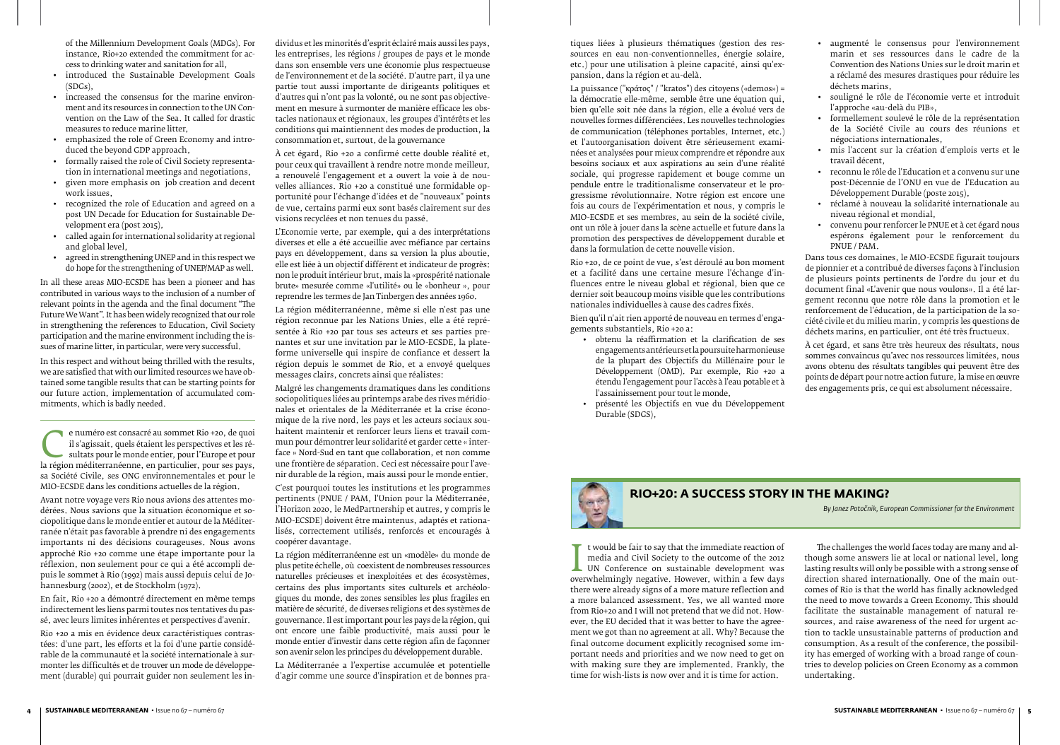of the Millennium Development Goals (MDGs). For instance, Rio+20 extended the commitment for access to drinking water and sanitation for all,

- introduced the Sustainable Development Goals (SDGs),
- increased the consensus for the marine environment and its resources in connection to the UN Convention on the Law of the Sea. It called for drastic measures to reduce marine litter,
- emphasized the role of Green Economy and introduced the beyond GDP approach,
- formally raised the role of Civil Society representation in international meetings and negotiations,
- given more emphasis on job creation and decent work issues,
- recognized the role of Education and agreed on a post UN Decade for Education for Sustainable Development era (post 2015),
- called again for international solidarity at regional and global level,
- agreed in strengthening UNEP and in this respect we do hope for the strengthening of UNEP/MAP as well.

In all these areas MIO-ECSDE has been a pioneer and has contributed in various ways to the inclusion of a number of relevant points in the agenda and the final document "The Future We Want". It has been widely recognized that our role in strengthening the references to Education, Civil Society participation and the marine environment including the issues of marine litter, in particular, were very successful.

In this respect and without being thrilled with the results, we are satisfied that with our limited resources we have obtained some tangible results that can be starting points for our future action, implementation of accumulated commitments, which is badly needed.

Ce numéro est consacré au sommet Rio +20, de quoi il s'agissait, quels étaient les perspectives et les résultats pour le monde entier, pour l'Europe et pour la région méditerranéenne, en particulier, pour ses pays, sa Société Civile, ses ONG environnementales et pour le MIO-ECSDE dans les conditions actuelles de la région.

Avant notre voyage vers Rio nous avions des attentes modérées. Nous savions que la situation économique et sociopolitique dans le monde entier et autour de la Méditerranée n'était pas favorable à prendre ni des engagements importants ni des décisions courageuses. Nous avons approché Rio +20 comme une étape importante pour la réflexion, non seulement pour ce qui a été accompli depuis le sommet à Rio (1992) mais aussi depuis celui de Johannesburg (2002), et de Stockholm (1972).

En fait, Rio +20 a démontré directement en même temps indirectement les liens parmi toutes nos tentatives du passé, avec leurs limites inhérentes et perspectives d'avenir.

Rio +20 a mis en évidence deux caractéristiques contrastées: d'une part, les efforts et la foi d'une partie considérable de la communauté et la société internationale à surmonter les difficultés et de trouver un mode de développement (durable) qui pourrait guider non seulement les individus et les minorités d'esprit éclairé mais aussi les pays, les entreprises, les régions / groupes de pays et le monde dans son ensemble vers une économie plus respectueuse de l'environnement et de la société. D'autre part, il ya une partie tout aussi importante de dirigeants politiques et d'autres qui n'ont pas la volonté, ou ne sont pas objectivement en mesure à surmonter de manière efficace les obstacles nationaux et régionaux, les groupes d'intérêts et les conditions qui maintiennent des modes de production, la consommation et, surtout, de la gouvernance

À cet égard, Rio +20 a confirmé cette double réalité et, pour ceux qui travaillent à rendre notre monde meilleur, a renouvelé l'engagement et a ouvert la voie à de nouvelles alliances. Rio +20 a constitué une formidable opportunité pour l'échange d'idées et de "nouveaux" points de vue, certains parmi eux sont basés clairement sur des visions recyclées et non tenues du passé.

L'Economie verte, par exemple, qui a des interprétations diverses et elle a été accueillie avec méfiance par certains pays en développement, dans sa version la plus aboutie, elle est liée à un objectif différent et indicateur de progrès: non le produit intérieur brut, mais la «prospérité nationale brute» mesurée comme «l'utilité» ou le «bonheur », pour reprendre les termes de Jan Tinbergen des années 1960.

La région méditerranéenne, même si elle n'est pas une région reconnue par les Nations Unies, elle a été représentée à Rio +20 par tous ses acteurs et ses parties prenantes et sur une invitation par le MIO-ECSDE, la plateforme universelle qui inspire de confiance et dessert la région depuis le sommet de Rio, et a envoyé quelques messages clairs, concrets ainsi que réalistes:

Malgré les changements dramatiques dans les conditions sociopolitiques liées au printemps arabe des rives méridionales et orientales de la Méditerranée et la crise économique de la rive nord, les pays et les acteurs sociaux souhaitent maintenir et renforcer leurs liens et travail commun pour démontrer leur solidarité et garder cette « interface » Nord-Sud en tant que collaboration, et non comme une frontière de séparation. Ceci est nécessaire pour l'avenir durable de la région, mais aussi pour le monde entier.

C'est pourquoi toutes les institutions et les programmes pertinents (PNUE / PAM, l'Union pour la Méditerranée, l'Horizon 2020, le MedPartnership et autres, y compris le MIO-ECSDE) doivent être maintenus, adaptés et rationalisés, correctement utilisés, renforcés et encouragés à coopérer davantage.

La région méditerranéenne est un «modèle» du monde de plus petite échelle, où coexistent de nombreuses ressources naturelles précieuses et inexploitées et des écosystèmes, certains des plus importants sites culturels et archéologiques du monde, des zones sensibles les plus fragiles en matière de sécurité, de diverses religions et des systèmes de gouvernance. Il est important pour les pays de la région, qui ont encore une faible productivité, mais aussi pour le monde entier d'investir dans cette région afin de façonner son avenir selon les principes du développement durable.

La Méditerranée a l'expertise accumulée et potentielle d'agir comme une source d'inspiration et de bonnes pratiques liées à plusieurs thématiques (gestion des ressources en eau non-conventionnelles, énergie solaire, etc.) pour une utilisation à pleine capacité, ainsi qu'expansion, dans la région et au-delà.

La puissance ("κράτος" / "kratos") des citoyens («demos») = la démocratie elle-même, semble être une équation qui, bien qu'elle soit née dans la région, elle a évolué vers de nouvelles formes différenciées. Les nouvelles technologies de communication (téléphones portables, Internet, etc.) et l'autoorganisation doivent être sérieusement examinées et analysées pour mieux comprendre et répondre aux besoins sociaux et aux aspirations au sein d'une réalité sociale, qui progresse rapidement et bouge comme un pendule entre le traditionalisme conservateur et le progressisme révolutionnaire. Notre région est encore une fois au cours de l'expérimentation et nous, y compris le MIO-ECSDE et ses membres, au sein de la société civile, ont un rôle à jouer dans la scène actuelle et future dans la promotion des perspectives de développement durable et dans la formulation de cette nouvelle vision.

Rio +20, de ce point de vue, s'est déroulé au bon moment et a facilité dans une certaine mesure l'échange d'influences entre le niveau global et régional, bien que ce dernier soit beaucoup moins visible que les contributions nationales individuelles à cause des cadres fixés.

Bien qu'il n'ait rien apporté de nouveau en termes d'engagements substantiels, Rio +20 a:

- obtenu la réaffirmation et la clarification de ses engagements antérieurs et la poursuite harmonieuse de la plupart des Objectifs du Millénaire pour le Développement (OMD). Par exemple, Rio +20 a étendu l'engagement pour l'accès à l'eau potable et à l'assainissement pour tout le monde,
- présenté les Objectifs en vue du Développement Durable (SDGS),
- augmenté le consensus pour l'environnement marin et ses ressources dans le cadre de la Convention des Nations Unies sur le droit marin et a réclamé des mesures drastiques pour réduire les déchets marins,
- souligné le rôle de l'économie verte et introduit l'approche «au-delà du PIB»,
- formellement soulevé le rôle de la représentation de la Société Civile au cours des réunions et négociations internationales,
- mis l'accent sur la création d'emplois verts et le travail décent,
- reconnu le rôle de l'Education et a convenu sur une post-Décennie de l'ONU en vue de l'Education au Développement Durable (poste 2015),
- réclamé à nouveau la solidarité internationale au niveau régional et mondial,
- convenu pour renforcer le PNUE et à cet égard nous espérons également pour le renforcement du PNUE / PAM.

Dans tous ces domaines, le MIO-ECSDE figurait toujours de pionnier et a contribué de diverses façons à l'inclusion de plusieurs points pertinents de l'ordre du jour et du document final «L'avenir que nous voulons». Il a été largement reconnu que notre rôle dans la promotion et le renforcement de l'éducation, de la participation de la société civile et du milieu marin, y compris les questions de déchets marins, en particulier, ont été très fructueux.

À cet égard, et sans être très heureux des résultats, nous sommes convaincus qu'avec nos ressources limitées, nous avons obtenu des résultats tangibles qui peuvent être des points de départ pour notre action future, la mise en œuvre des engagements pris, ce qui est absolument nécessaire.

## RIO+20: A SUCCESS STORY IN THE MAKING?

*By Janez Potočnik, European Commissioner for the Environment*

It would be fair to say that the immediate reaction of media and Civil Society to the outcome of the 2012 UN Conference on sustainable development was overwhelmingly negative. However, within a few days there were already signs of a more mature reflection and a more balanced assessment. Yes, we all wanted more from Rio+20 and I will not pretend that we did not. However, the EU decided that it was better to have the agreement we got than no agreement at all. Why? Because the final outcome document explicitly recognised some important needs and priorities and we now need to get on with making sure they are implemented. Frankly, the time for wish-lists is now over and it is time for action.

The challenges the world faces today are many and although some answers lie at local or national level, long lasting results will only be possible with a strong sense of direction shared internationally. One of the main outcomes of Rio is that the world has finally acknowledged the need to move towards a Green Economy. This should facilitate the sustainable management of natural resources, and raise awareness of the need for urgent action to tackle unsustainable patterns of production and consumption. As a result of the conference, the possibility has emerged of working with a broad range of countries to develop policies on Green Economy as a common undertaking.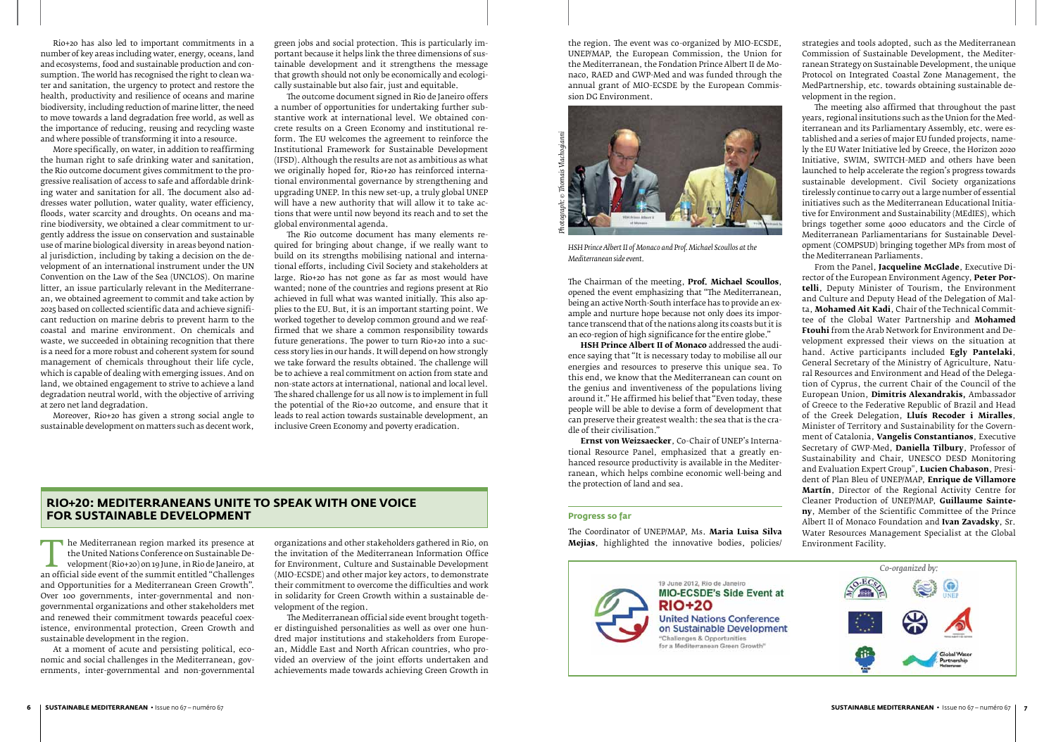Rio+20 has also led to important commitments in a number of key areas including water, energy, oceans, land and ecosystems, food and sustainable production and consumption. The world has recognised the right to clean water and sanitation, the urgency to protect and restore the health, productivity and resilience of oceans and marine biodiversity, including reduction of marine litter, the need to move towards a land degradation free world, as well as the importance of reducing, reusing and recycling waste and where possible of transforming it into a resource.

More specifically, on water, in addition to reaffirming the human right to safe drinking water and sanitation, the Rio outcome document gives commitment to the progressive realisation of access to safe and affordable drinking water and sanitation for all. The document also addresses water pollution, water quality, water efficiency, floods, water scarcity and droughts. On oceans and marine biodiversity, we obtained a clear commitment to urgently address the issue on conservation and sustainable use of marine biological diversity in areas beyond national jurisdiction, including by taking a decision on the development of an international instrument under the UN Convention on the Law of the Sea (UNCLOS). On marine litter, an issue particularly relevant in the Mediterranean, we obtained agreement to commit and take action by 2025 based on collected scientific data and achieve significant reduction on marine debris to prevent harm to the coastal and marine environment. On chemicals and waste, we succeeded in obtaining recognition that there is a need for a more robust and coherent system for sound management of chemicals throughout their life cycle, which is capable of dealing with emerging issues. And on land, we obtained engagement to strive to achieve a land degradation neutral world, with the objective of arriving at zero net land degradation.

Moreover, Rio+20 has given a strong social angle to sustainable development on matters such as decent work, green jobs and social protection. This is particularly important because it helps link the three dimensions of sustainable development and it strengthens the message that growth should not only be economically and ecologically sustainable but also fair, just and equitable.

The outcome document signed in Rio de Janeiro offers a number of opportunities for undertaking further substantive work at international level. We obtained concrete results on a Green Economy and institutional reform. The EU welcomes the agreement to reinforce the Institutional Framework for Sustainable Development (IFSD). Although the results are not as ambitious as what we originally hoped for, Rio+20 has reinforced international environmental governance by strengthening and upgrading UNEP. In this new set-up, a truly global UNEP will have a new authority that will allow it to take actions that were until now beyond its reach and to set the global environmental agenda.

The Rio outcome document has many elements required for bringing about change, if we really want to build on its strengths mobilising national and international efforts, including Civil Society and stakeholders at large. Rio+20 has not gone as far as most would have wanted; none of the countries and regions present at Rio achieved in full what was wanted initially. This also applies to the EU. But, it is an important starting point. We worked together to develop common ground and we reaffirmed that we share a common responsibility towards future generations. The power to turn Rio+20 into a success story lies in our hands. It will depend on how strongly we take forward the results obtained. The challenge will be to achieve a real commitment on action from state and non-state actors at international, national and local level. The shared challenge for us all now is to implement in full the potential of the Rio+20 outcome, and ensure that it leads to real action towards sustainable development, an inclusive Green Economy and poverty eradication.

## RIO+20: MEDITERRANEANS UNITE TO SPEAK WITH ONE VOICE FOR SUSTAINABLE DEVELOPMENT

The Mediterranean region marked its presence at the United Nations Conference on Sustainable Development (Rio+20) on 19 June, in Rio de Janeiro, at an official side event of the summit entitled "Challenges and Opportunities for a Mediterranean Green Growth". Over 100 governments, inter-governmental and non-governmental organizations and other stakeholders met and renewed their commitment towards peaceful coexistence, environmental protection, Green Growth and sustainable development in the region.

At a moment of acute and persisting political, economic and social challenges in the Mediterranean, governments, inter-governmental and non-governmental organizations and other stakeholders gathered in Rio, on the invitation of the Mediterranean Information Office for Environment, Culture and Sustainable Development (MIO-ECSDE) and other major key actors, to demonstrate their commitment to overcome the difficulties and work in solidarity for Green Growth within a sustainable development of the region.

The Mediterranean official side event brought together distinguished personalities as well as over one hundred major institutions and stakeholders from European, Middle East and North African countries, who provided an overview of the joint efforts undertaken and achievements made towards achieving Green Growth in the region. The event was co-organized by MIO-ECSDE, UNEP/MAP, the European Commission, the Union for the Mediterranean, the Fondation Prince Albert II de Monaco, RAED and GWP-Med and was funded through the annual grant of MIO-ECSDE by the European Commission DG Environment.

*Photograph: © Thomais Vlachogianni*

*HSH Prince Albert II of Monaco and Prof. Michael Scoullos at the Mediterranean side event.*

The Chairman of the meeting, **Prof. Michael Scoullos**, opened the event emphasizing that "The Mediterranean, being an active North-South interface has to provide an example and nurture hope because not only does its importance transcend that of the nations along its coasts but it is an eco-region of high significance for the entire globe."

**HSH Prince Albert II of Monaco** addressed the audience saying that "It is necessary today to mobilise all our energies and resources to preserve this unique sea. To this end, we know that the Mediterranean can count on the genius and inventiveness of the populations living around it." He affirmed his belief that "Even today, these people will be able to devise a form of development that can preserve their greatest wealth: the sea that is the cradle of their civilisation."

**Ernst von Weizsaecker**, Co-Chair of UNEP's International Resource Panel, emphasized that a greatly enhanced resource productivity is available in the Mediterranean, which helps combine economic well-being and the protection of land and sea.

### Progress so far

The Coordinator of UNEP/MAP, Ms. **Maria Luisa Silva Mejias**, highlighted the innovative bodies, policies/strategies and tools adopted, such as the Mediterranean Commission of Sustainable Development, the Mediterranean Strategy on Sustainable Development, the unique Protocol on Integrated Coastal Zone Management, the MedPartnership, etc. towards obtaining sustainable development in the region.

The meeting also affirmed that throughout the past years, regional insitutions such as the Union for the Mediterranean and its Parliamentary Assembly, etc. were established and a series of major EU funded projects, namely the EU Water Initiative led by Greece, the Horizon 2020 Initiative, SWIM, SWITCH-MED and others have been launched to help accelerate the region's progress towards sustainable development. Civil Society organizations tirelessly continue to carry out a large number of essential initiatives such as the Mediterranean Educational Initiative for Environment and Sustainability (MEdIES), which brings together some 4000 educators and the Circle of Mediterranean Parliamentarians for Sustainable Development (COMPSUD) bringing together MPs from most of the Mediterranean Parliaments.

From the Panel, **Jacqueline McGlade**, Executive Director of the European Environment Agency, **Peter Portelli**, Deputy Minister of Tourism, the Environment and Culture and Deputy Head of the Delegation of Malta, **Mohamed Ait Kadi**, Chair of the Technical Committee of the Global Water Partnership and **Mohamed Ftouhi** from the Arab Network for Environment and Development expressed their views on the situation at hand. Active participants included **Egly Pantelaki**, General Secretary of the Ministry of Agriculture, Natural Resources and Environment and Head of the Delegation of Cyprus, the current Chair of the Council of the European Union, **Dimitris Alexandrakis,** Ambassador of Greece to the Federative Republic of Brazil and Head of the Greek Delegation, **Lluís Recoder i Miralles**, Minister of Territory and Sustainability for the Government of Catalonia, **Vangelis Constantianos**, Executive Secretary of GWP-Med, **Daniella Tilbury**, Professor of Sustainability and Chair, UNESCO DESD Monitoring and Evaluation Expert Group", **Lucien Chabason**, President of Plan Bleu of UNEP/MAP, **Enrique de Villamore Martín**, Director of the Regional Activity Centre for Cleaner Production of UNEP/MAP, **Guillaume Sainteny**, Member of the Scientific Committee of the Prince Albert II of Monaco Foundation and **Ivan Zavadsky**, Sr. Water Resources Management Specialist at the Global Environment Facility.

19 June 2012, Rio de Janeiro
**MIO-ECSDE's Side Event at RIO+20**
**United Nations Conference on Sustainable Development**
"Challenges & Opportunities for a Mediterranean Green Growth"

*Co-organized by:*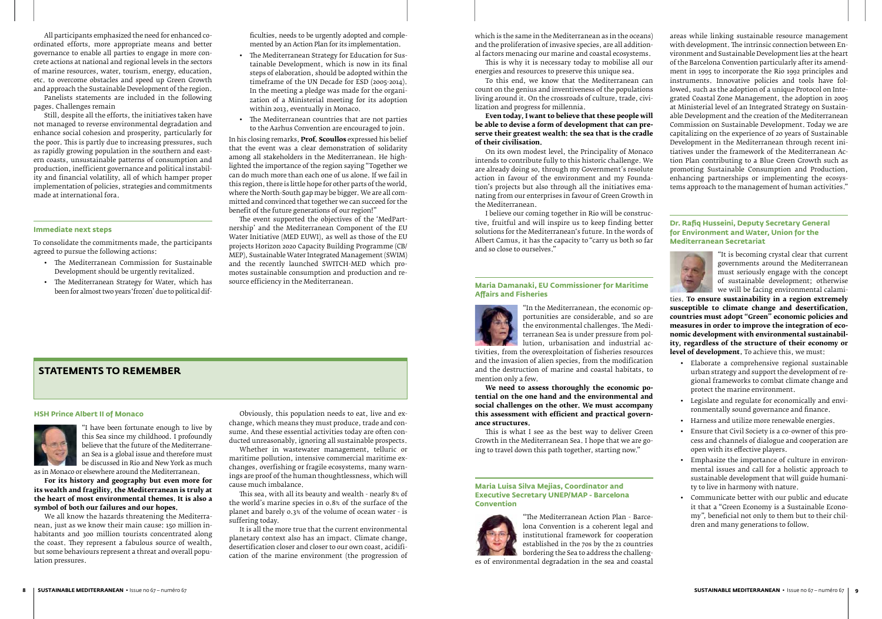All participants emphasized the need for enhanced coordinated efforts, more appropriate means and better governance to enable all parties to engage in more concrete actions at national and regional levels in the sectors of marine resources, water, tourism, energy, education, etc. to overcome obstacles and speed up Green Growth and approach the Sustainable Development of the region.

Panelists statements are included in the following pages. Challenges remain

Still, despite all the efforts, the initiatives taken have not managed to reverse environmental degradation and enhance social cohesion and prosperity, particularly for the poor. This is partly due to increasing pressures, such as rapidly growing population in the southern and eastern coasts, unsustainable patterns of consumption and production, inefficient governance and political instability and financial volatility, all of which hamper proper implementation of policies, strategies and commitments made at international fora.

### Immediate next steps

To consolidate the commitments made, the participants agreed to pursue the following actions:

- The Mediterranean Commission for Sustainable Development should be urgently revitalized.
- The Mediterranean Strategy for Water, which has been for almost two years 'frozen' due to political difficulties, needs to be urgently adopted and complemented by an Action Plan for its implementation.
- The Mediterranean Strategy for Education for Sustainable Development, which is now in its final steps of elaboration, should be adopted within the timeframe of the UN Decade for ESD (2005-2014). In the meeting a pledge was made for the organization of a Ministerial meeting for its adoption within 2013, eventually in Monaco.
- The Mediterranean countries that are not parties to the Aarhus Convention are encouraged to join.

In his closing remarks, **Prof. Scoullos** expressed his belief that the event was a clear demonstration of solidarity among all stakeholders in the Mediterranean. He highlighted the importance of the region saying "Together we can do much more than each one of us alone. If we fail in this region, there is little hope for other parts of the world, where the North-South gap may be bigger. We are all committed and convinced that together we can succeed for the benefit of the future generations of our region!"

The event supported the objectives of the 'MedPartnership' and the Mediterranean Component of the EU Water Initiative (MED EUWI), as well as those of the EU projects Horizon 2020 Capacity Building Programme (CB/MEP), Sustainable Water Integrated Management (SWIM) and the recently launched SWITCH-MED which promotes sustainable consumption and production and resource efficiency in the Mediterranean.

## STATEMENTS TO REMEMBER

### HSH Prince Albert II of Monaco

"I have been fortunate enough to live by this Sea since my childhood. I profoundly believe that the future of the Mediterranean Sea is a global issue and therefore must be discussed in Rio and New York as much as in Monaco or elsewhere around the Mediterranean.

**For its history and geography but even more for its wealth and fragility, the Mediterranean is truly at the heart of most environmental themes. It is also a symbol of both our failures and our hopes.**

We all know the hazards threatening the Mediterranean, just as we know their main cause: 150 million inhabitants and 300 million tourists concentrated along the coast. They represent a fabulous source of wealth, but some behaviours represent a threat and overall population pressures.

Obviously, this population needs to eat, live and exchange, which means they must produce, trade and consume. And these essential activities today are often conducted unreasonably, ignoring all sustainable prospects.

Whether in wastewater management, telluric or maritime pollution, intensive commercial maritime exchanges, overfishing or fragile ecosystems, many warnings are proof of the human thoughtlessness, which will cause much imbalance.

This sea, with all its beauty and wealth - nearly 8% of the world's marine species in 0.8% of the surface of the planet and barely 0.3% of the volume of ocean water - is suffering today.

It is all the more true that the current environmental planetary context also has an impact. Climate change, desertification closer and closer to our own coast, acidification of the marine environment (the progression of which is the same in the Mediterranean as in the oceans) and the proliferation of invasive species, are all additional factors menacing our marine and coastal ecosystems.

This is why it is necessary today to mobilise all our energies and resources to preserve this unique sea.

To this end, we know that the Mediterranean can count on the genius and inventiveness of the populations living around it. On the crossroads of culture, trade, civilization and progress for millennia.

**Even today, I want to believe that these people will be able to devise a form of development that can preserve their greatest wealth: the sea that is the cradle of their civilisation.**

On its own modest level, the Principality of Monaco intends to contribute fully to this historic challenge. We are already doing so, through my Government's resolute action in favour of the environment and my Foundation's projects but also through all the initiatives emanating from our enterprises in favour of Green Growth in the Mediterranean.

I believe our coming together in Rio will be constructive, fruitful and will inspire us to keep finding better solutions for the Mediterranean's future. In the words of Albert Camus, it has the capacity to "carry us both so far and so close to ourselves."

### Maria Damanaki, EU Commissioner for Maritime Affairs and Fisheries

"In the Mediterranean, the economic opportunities are considerable, and so are the environmental challenges. The Mediterranean Sea is under pressure from pollution, urbanisation and industrial activities, from the overexploitation of fisheries resources and the invasion of alien species, from the modification and the destruction of marine and coastal habitats, to mention only a few.

**We need to assess thoroughly the economic potential on the one hand and the environmental and social challenges on the other. We must accompany this assessment with efficient and practical governance structures.**

This is what I see as the best way to deliver Green Growth in the Mediterranean Sea. I hope that we are going to travel down this path together, starting now."

### Maria Luisa Silva Mejias, Coordinator and Executive Secretary UNEP/MAP - Barcelona Convention

"The Mediterranean Action Plan - Barcelona Convention is a coherent legal and institutional framework for cooperation established in the 70s by the 21 countries bordering the Sea to address the challenges of environmental degradation in the sea and coastal areas while linking sustainable resource management with development. The intrinsic connection between Environment and Sustainable Development lies at the heart of the Barcelona Convention particularly after its amendment in 1995 to incorporate the Rio 1992 principles and instruments. Innovative policies and tools have followed, such as the adoption of a unique Protocol on Integrated Coastal Zone Management, the adoption in 2005 at Ministerial level of an Integrated Strategy on Sustainable Development and the creation of the Mediterranean Commission on Sustainable Development. Today we are capitalizing on the experience of 20 years of Sustainable Development in the Mediterranean through recent initiatives under the framework of the Mediterranean Action Plan contributing to a Blue Green Growth such as promoting Sustainable Consumption and Production, enhancing partnerships or implementing the ecosystems approach to the management of human activities."

### Dr. Rafiq Husseini, Deputy Secretary General for Environment and Water, Union for the Mediterranean Secretariat

"It is becoming crystal clear that current governments around the Mediterranean must seriously engage with the concept of sustainable development; otherwise we will be facing environmental calamities. **To ensure sustainability in a region extremely susceptible to climate change and desertification, countries must adopt "Green" economic policies and measures in order to improve the integration of economic development with environmental sustainability, regardless of the structure of their economy or level of development.** To achieve this, we must:

- Elaborate a comprehensive regional sustainable urban strategy and support the development of regional frameworks to combat climate change and protect the marine environment.
- Legislate and regulate for economically and environmentally sound governance and finance.
- Harness and utilize more renewable energies.
- Ensure that Civil Society is a co-owner of this process and channels of dialogue and cooperation are open with its effective players.
- Emphasize the importance of culture in environmental issues and call for a holistic approach to sustainable development that will guide humanity to live in harmony with nature.
- Communicate better with our public and educate it that a "Green Economy is a Sustainable Economy", beneficial not only to them but to their children and many generations to follow.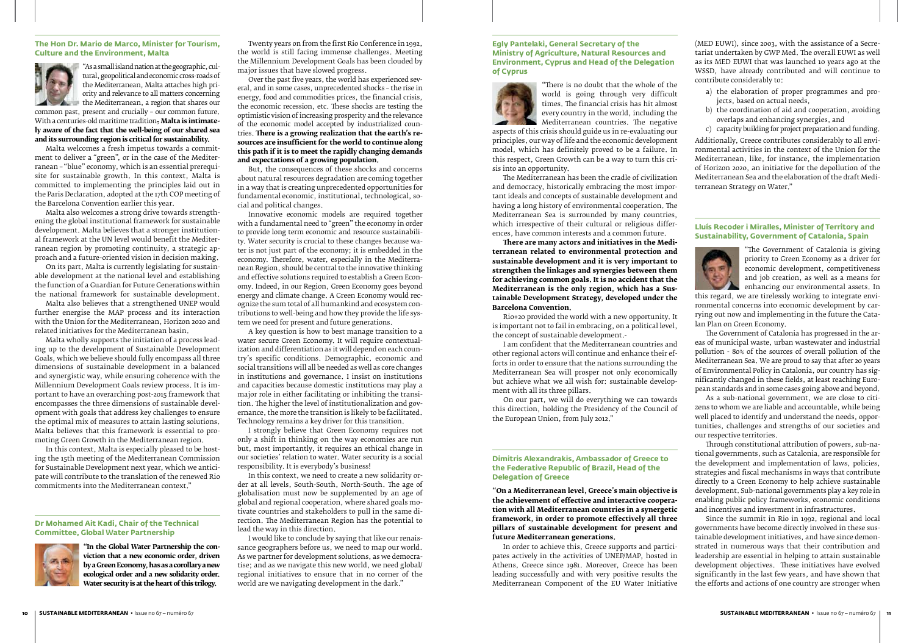### The Hon Dr. Mario de Marco, Minister for Tourism, Culture and the Environment, Malta

"As a small island nation at the geographic, cultural, geopolitical and economic cross-roads of the Mediterranean, Malta attaches high priority and relevance to all matters concerning the Mediterranean, a region that shares our common past, present and crucially – our common future. With a centuries-old maritime tradition, **Malta is intimately aware of the fact that the well-being of our shared sea and its surrounding region is critical for sustainability.**

Malta welcomes a fresh impetus towards a commitment to deliver a "green", or in the case of the Mediterranean – "blue" economy, which is an essential prerequisite for sustainable growth. In this context, Malta is committed to implementing the principles laid out in the Paris Declaration, adopted at the 17th COP meeting of the Barcelona Convention earlier this year.

Malta also welcomes a strong drive towards strengthening the global institutional framework for sustainable development. Malta believes that a stronger institutional framework at the UN level would benefit the Mediterranean region by promoting continuity, a strategic approach and a future-oriented vision in decision making.

On its part, Malta is currently legislating for sustainable development at the national level and establishing the function of a Guardian for Future Generations within the national framework for sustainable development.

Malta also believes that a strengthened UNEP would further energise the MAP process and its interaction with the Union for the Mediterranean, Horizon 2020 and related initiatives for the Mediterranean basin.

Malta wholly supports the initiation of a process leading up to the development of Sustainable Development Goals, which we believe should fully encompass all three dimensions of sustainable development in a balanced and synergetic way, while ensuring coherence with the Millennium Development Goals review process. It is important to have an overarching post-2015 framework that encompasses the three dimensions of sustainable development with goals that address key challenges to ensure the optimal mix of measures to attain lasting solutions. Malta believes that this framework is essential to promoting Green Growth in the Mediterranean region.

In this context, Malta is especially pleased to be hosting the 15th meeting of the Mediterranean Commission for Sustainable Development next year, which we anticipate will contribute to the translation of the renewed Rio commitments into the Mediterranean context."

### Dr Mohamed Ait Kadi, Chair of the Technical Committee, Global Water Partnership

**"In the Global Water Partnership the conviction that a new economic order, driven by a Green Economy, has as a corollary a new ecological order and a new solidarity order. Water security is at the heart of this trilogy.**

Twenty years on from the first Rio Conference in 1992, the world is still facing immense challenges. Meeting the Millennium Development Goals has been clouded by major issues that have slowed progress.

Over the past five years, the world has experienced several, and in some cases, unprecedented shocks – the rise in energy, food and commodities prices, the financial crisis, the economic recession, etc. These shocks are testing the optimistic vision of increasing prosperity and the relevance of the economic model accepted by industrialized countries. **There is a growing realization that the earth's resources are insufficient for the world to continue along this path if it is to meet the rapidly changing demands and expectations of a growing population.**

But, the consequences of these shocks and concerns about natural resources degradation are coming together in a way that is creating unprecedented opportunities for fundamental economic, institutional, technological, social and political changes.

Innovative economic models are required together with a fundamental need to "green" the economy in order to provide long term economic and resource sustainability. Water security is crucial to these changes because water is not just part of the economy; it is embedded in the economy. Therefore, water, especially in the Mediterranean Region, should be central to the innovative thinking and effective solutions required to establish a Green Economy. Indeed, in our Region, Green Economy goes beyond energy and climate change. A Green Economy would recognize the sum total of all humankind and ecosystem contributions to well-being and how they provide the life system we need for present and future generations.

A key question is how to best manage transition to a water secure Green Economy. It will require contextualization and differentiation as it will depend on each country's specific conditions. Demographic, economic and social transitions will all be needed as well as core changes in institutions and governance. I insist on institutions and capacities because domestic institutions may play a major role in either facilitating or inhibiting the transition. The higher the level of institutionalization and governance, the more the transition is likely to be facilitated. Technology remains a key driver for this transition.

I strongly believe that Green Economy requires not only a shift in thinking on the way economies are run but, most importantly, it requires an ethical change in our societies' relation to water. Water security is a social responsibility. It is everybody's business!

In this context, we need to create a new solidarity order at all levels, South-South, North-South. The age of globalisation must now be supplemented by an age of global and regional cooperation, where shared goals motivate countries and stakeholders to pull in the same direction. The Mediterranean Region has the potential to lead the way in this direction.

I would like to conclude by saying that like our renaissance geographers before us, we need to map our world. As we partner for development solutions, as we democratise; and as we navigate this new world, we need global/regional initiatives to ensure that in no corner of the world are we navigating development in the dark."

### Egly Pantelaki, General Secretary of the Ministry of Agriculture, Natural Resources and Environment, Cyprus and Head of the Delegation of Cyprus

"There is no doubt that the whole of the world is going through very difficult times. The financial crisis has hit almost every country in the world, including the Mediterranean countries. The negative aspects of this crisis should guide us in re-evaluating our principles, our way of life and the economic development model, which has definitely proved to be a failure. In this respect, Green Growth can be a way to turn this crisis into an opportunity.

The Mediterranean has been the cradle of civilization and democracy, historically embracing the most important ideals and concepts of sustainable development and having a long history of environmental cooperation. The Mediterranean Sea is surrounded by many countries, which irrespective of their cultural or religious differences, have common interests and a common future.

**There are many actors and initiatives in the Mediterranean related to environmental protection and sustainable development and it is very important to strengthen the linkages and synergies between them for achieving common goals. It is no accident that the Mediterranean is the only region, which has a Sustainable Development Strategy, developed under the Barcelona Convention.**

Rio+20 provided the world with a new opportunity. It is important not to fail in embracing, on a political level, the concept of sustainable development.

I am confident that the Mediterranean countries and other regional actors will continue and enhance their efforts in order to ensure that the nations surrounding the Mediterranean Sea will prosper not only economically but achieve what we all wish for: sustainable development with all its three pillars.

On our part, we will do everything we can towards this direction, holding the Presidency of the Council of the European Union, from July 2012."

### Dimitris Alexandrakis, Ambassador of Greece to the Federative Republic of Brazil, Head of the Delegation of Greece

**"On a Mediterranean level, Greece's main objective is the achievement of effective and interactive cooperation with all Mediterranean countries in a synergetic framework, in order to promote effectively all three pillars of sustainable development for present and future Mediterranean generations.**

In order to achieve this, Greece supports and participates actively in the activities of UNEP/MAP, hosted in Athens, Greece since 1981. Moreover, Greece has been leading successfully and with very positive results the Mediterranean Component of the EU Water Initiative (MED EUWI), since 2003, with the assistance of a Secretariat undertaken by GWP Med. The overall EUWI as well as its MED EUWI that was launched 10 years ago at the WSSD, have already contributed and will continue to contribute considerably to:

a) the elaboration of proper programmes and projects, based on actual needs,
b) the coordination of aid and cooperation, avoiding overlaps and enhancing synergies, and
c) capacity building for project preparation and funding.

Additionally, Greece contributes considerably to all environmental activities in the context of the Union for the Mediterranean, like, for instance, the implementation of Horizon 2020, an initiative for the depollution of the Mediterranean Sea and the elaboration of the draft Mediterranean Strategy on Water."

### Lluís Recoder i Miralles, Minister of Territory and Sustainability, Government of Catalonia, Spain

"The Government of Catalonia is giving priority to Green Economy as a driver for economic development, competitiveness and job creation, as well as a means for enhancing our environmental assets. In this regard, we are tirelessly working to integrate environmental concerns into economic development by carrying out now and implementing in the future the Catalan Plan on Green Economy.

The Government of Catalonia has progressed in the areas of municipal waste, urban wastewater and industrial pollution - 80% of the sources of overall pollution of the Mediterranean Sea. We are proud to say that after 20 years of Environmental Policy in Catalonia, our country has significantly changed in these fields, at least reaching European standards and in some cases going above and beyond.

As a sub-national government, we are close to citizens to whom we are liable and accountable, while being well placed to identify and understand the needs, opportunities, challenges and strengths of our societies and our respective territories.

Through constitutional attribution of powers, sub-national governments, such as Catalonia, are responsible for the development and implementation of laws, policies, strategies and fiscal mechanisms in ways that contribute directly to a Green Economy to help achieve sustainable development. Sub-national governments play a key role in enabling public policy frameworks, economic conditions and incentives and investment in infrastructures.

Since the summit in Rio in 1992, regional and local governments have become directly involved in these sustainable development initiatives, and have since demonstrated in numerous ways that their contribution and leadership are essential in helping to attain sustainable development objectives. These initiatives have evolved significantly in the last few years, and have shown that the efforts and actions of one country are stronger when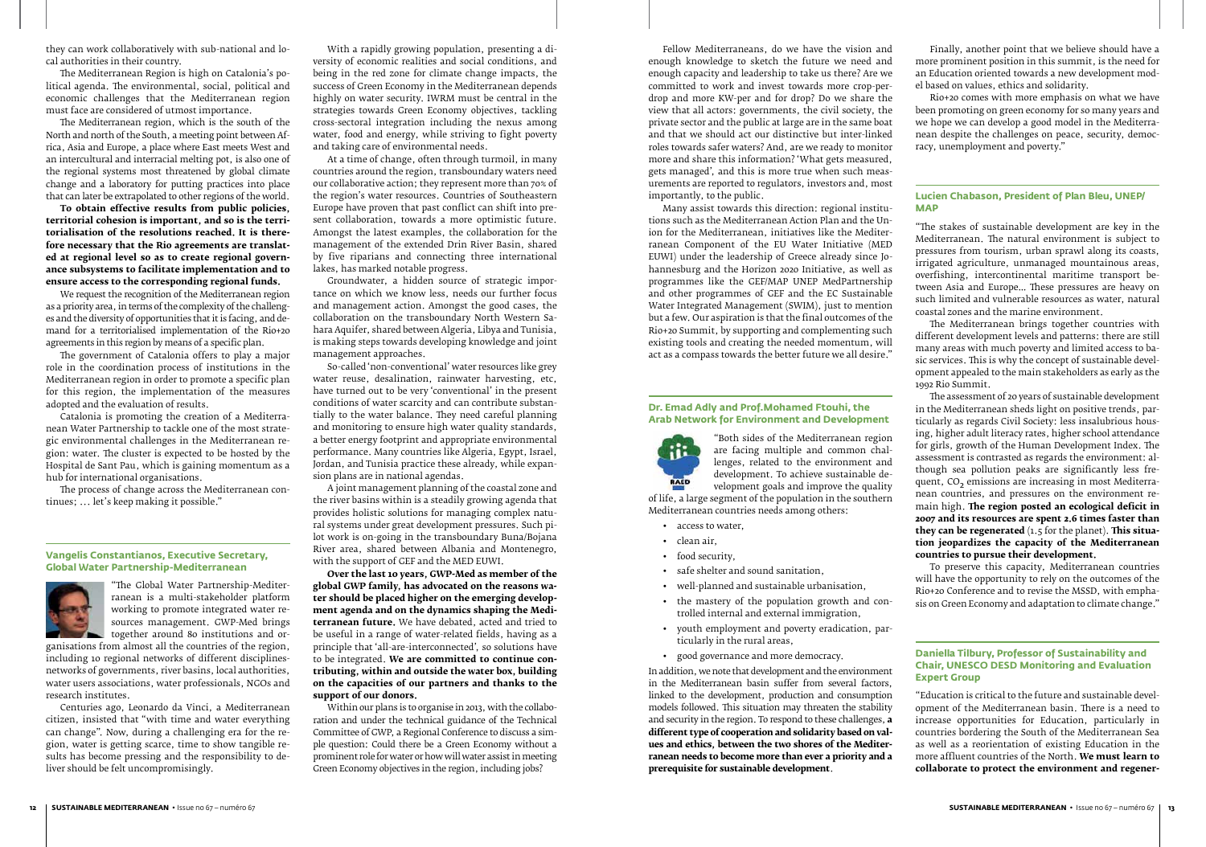they can work collaboratively with sub-national and local authorities in their country.

The Mediterranean Region is high on Catalonia's political agenda. The environmental, social, political and economic challenges that the Mediterranean region must face are considered of utmost importance.

The Mediterranean region, which is the south of the North and north of the South, a meeting point between Africa, Asia and Europe, a place where East meets West and an intercultural and interracial melting pot, is also one of the regional systems most threatened by global climate change and a laboratory for putting practices into place that can later be extrapolated to other regions of the world.

**To obtain effective results from public policies, territorial cohesion is important, and so is the territorialisation of the resolutions reached. It is therefore necessary that the Rio agreements are translated at regional level so as to create regional governance subsystems to facilitate implementation and to ensure access to the corresponding regional funds.**

We request the recognition of the Mediterranean region as a priority area, in terms of the complexity of the challenges and the diversity of opportunities that it is facing, and demand for a territorialised implementation of the Rio+20 agreements in this region by means of a specific plan.

The government of Catalonia offers to play a major role in the coordination process of institutions in the Mediterranean region in order to promote a specific plan for this region, the implementation of the measures adopted and the evaluation of results.

Catalonia is promoting the creation of a Mediterranean Water Partnership to tackle one of the most strategic environmental challenges in the Mediterranean region: water. The cluster is expected to be hosted by the Hospital de Sant Pau, which is gaining momentum as a hub for international organisations.

The process of change across the Mediterranean continues; … let's keep making it possible."

### Vangelis Constantianos, Executive Secretary, Global Water Partnership-Mediterranean

"The Global Water Partnership-Mediterranean is a multi-stakeholder platform working to promote integrated water resources management. GWP-Med brings together around 80 institutions and organisations from almost all the countries of the region, including 10 regional networks of different disciplines-networks of governments, river basins, local authorities, water users associations, water professionals, NGOs and research institutes.

Centuries ago, Leonardo da Vinci, a Mediterranean citizen, insisted that "with time and water everything can change". Now, during a challenging era for the region, water is getting scarce, time to show tangible results has become pressing and the responsibility to deliver should be felt uncompromisingly.

With a rapidly growing population, presenting a diversity of economic realities and social conditions, and being in the red zone for climate change impacts, the success of Green Economy in the Mediterranean depends highly on water security. IWRM must be central in the strategies towards Green Economy objectives, tackling cross-sectoral integration including the nexus among water, food and energy, while striving to fight poverty and taking care of environmental needs.

At a time of change, often through turmoil, in many countries around the region, transboundary waters need our collaborative action; they represent more than 70% of the region's water resources. Countries of Southeastern Europe have proven that past conflict can shift into present collaboration, towards a more optimistic future. Amongst the latest examples, the collaboration for the management of the extended Drin River Basin, shared by five riparians and connecting three international lakes, has marked notable progress.

Groundwater, a hidden source of strategic importance on which we know less, needs our further focus and management action. Amongst the good cases, the collaboration on the transboundary North Western Sahara Aquifer, shared between Algeria, Libya and Tunisia, is making steps towards developing knowledge and joint management approaches.

So-called 'non-conventional' water resources like grey water reuse, desalination, rainwater harvesting, etc, have turned out to be very 'conventional' in the present conditions of water scarcity and can contribute substantially to the water balance. They need careful planning and monitoring to ensure high water quality standards, a better energy footprint and appropriate environmental performance. Many countries like Algeria, Egypt, Israel, Jordan, and Tunisia practice these already, while expansion plans are in national agendas.

A joint management planning of the coastal zone and the river basins within is a steadily growing agenda that provides holistic solutions for managing complex natural systems under great development pressures. Such pilot work is on-going in the transboundary Buna/Bojana River area, shared between Albania and Montenegro, with the support of GEF and the MED EUWI.

**Over the last 10 years, GWP-Med as member of the global GWP family, has advocated on the reasons water should be placed higher on the emerging development agenda and on the dynamics shaping the Mediterranean future.** We have debated, acted and tried to be useful in a range of water-related fields, having as a principle that 'all-are-interconnected', so solutions have to be integrated. **We are committed to continue contributing, within and outside the water box, building on the capacities of our partners and thanks to the support of our donors.**

Within our plans is to organise in 2013, with the collaboration and under the technical guidance of the Technical Committee of GWP, a Regional Conference to discuss a simple question: Could there be a Green Economy without a prominent role for water or how will water assist in meeting Green Economy objectives in the region, including jobs?

Fellow Mediterraneans, do we have the vision and enough knowledge to sketch the future we need and enough capacity and leadership to take us there? Are we committed to work and invest towards more crop-per-drop and more KW-per and for drop? Do we share the view that all actors: governments, the civil society, the private sector and the public at large are in the same boat and that we should act our distinctive but inter-linked roles towards safer waters? And, are we ready to monitor more and share this information? 'What gets measured, gets managed', and this is more true when such measurements are reported to regulators, investors and, most importantly, to the public.

Many assist towards this direction: regional institutions such as the Mediterranean Action Plan and the Union for the Mediterranean, initiatives like the Mediterranean Component of the EU Water Initiative (MED EUWI) under the leadership of Greece already since Johannesburg and the Horizon 2020 Initiative, as well as programmes like the GEF/MAP UNEP MedPartnership and other programmes of GEF and the EC Sustainable Water Integrated Management (SWIM), just to mention but a few. Our aspiration is that the final outcomes of the Rio+20 Summit, by supporting and complementing such existing tools and creating the needed momentum, will act as a compass towards the better future we all desire."

### Dr. Emad Adly and Prof.Mohamed Ftouhi, the Arab Network for Environment and Development

"Both sides of the Mediterranean region are facing multiple and common challenges, related to the environment and development. To achieve sustainable development goals and improve the quality of life, a large segment of the population in the southern Mediterranean countries needs among others:

- access to water,
- clean air,
- food security,
- safe shelter and sound sanitation,
- well-planned and sustainable urbanisation,
- the mastery of the population growth and controlled internal and external immigration,
- youth employment and poverty eradication, particularly in the rural areas,
- good governance and more democracy.

In addition, we note that development and the environment in the Mediterranean basin suffer from several factors, linked to the development, production and consumption models followed. This situation may threaten the stability and security in the region. To respond to these challenges, **a different type of cooperation and solidarity based on values and ethics, between the two shores of the Mediterranean needs to become more than ever a priority and a prerequisite for sustainable development.**

Finally, another point that we believe should have a more prominent position in this summit, is the need for an Education oriented towards a new development model based on values, ethics and solidarity.

Rio+20 comes with more emphasis on what we have been promoting on green economy for so many years and we hope we can develop a good model in the Mediterranean despite the challenges on peace, security, democracy, unemployment and poverty."

### Lucien Chabason, President of Plan Bleu, UNEP/MAP

"The stakes of sustainable development are key in the Mediterranean. The natural environment is subject to pressures from tourism, urban sprawl along its coasts, irrigated agriculture, unmanaged mountainous areas, overfishing, intercontinental maritime transport between Asia and Europe… These pressures are heavy on such limited and vulnerable resources as water, natural coastal zones and the marine environment.

The Mediterranean brings together countries with different development levels and patterns: there are still many areas with much poverty and limited access to basic services. This is why the concept of sustainable development appealed to the main stakeholders as early as the 1992 Rio Summit.

The assessment of 20 years of sustainable development in the Mediterranean sheds light on positive trends, particularly as regards Civil Society: less insalubrious housing, higher adult literacy rates, higher school attendance for girls, growth of the Human Development Index. The assessment is contrasted as regards the environment: although sea pollution peaks are significantly less frequent, $CO_2$ emissions are increasing in most Mediterranean countries, and pressures on the environment remain high. **The region posted an ecological deficit in 2007 and its resources are spent 2.6 times faster than they can be regenerated** (1.5 for the planet). **This situation jeopardizes the capacity of the Mediterranean countries to pursue their development.**

To preserve this capacity, Mediterranean countries will have the opportunity to rely on the outcomes of the Rio+20 Conference and to revise the MSSD, with emphasis on Green Economy and adaptation to climate change."

### Daniella Tilbury, Professor of Sustainability and Chair, UNESCO DESD Monitoring and Evaluation Expert Group

"Education is critical to the future and sustainable development of the Mediterranean basin. There is a need to increase opportunities for Education, particularly in countries bordering the South of the Mediterranean Sea as well as a reorientation of existing Education in the more affluent countries of the North. **We must learn to collaborate to protect the environment and regener-**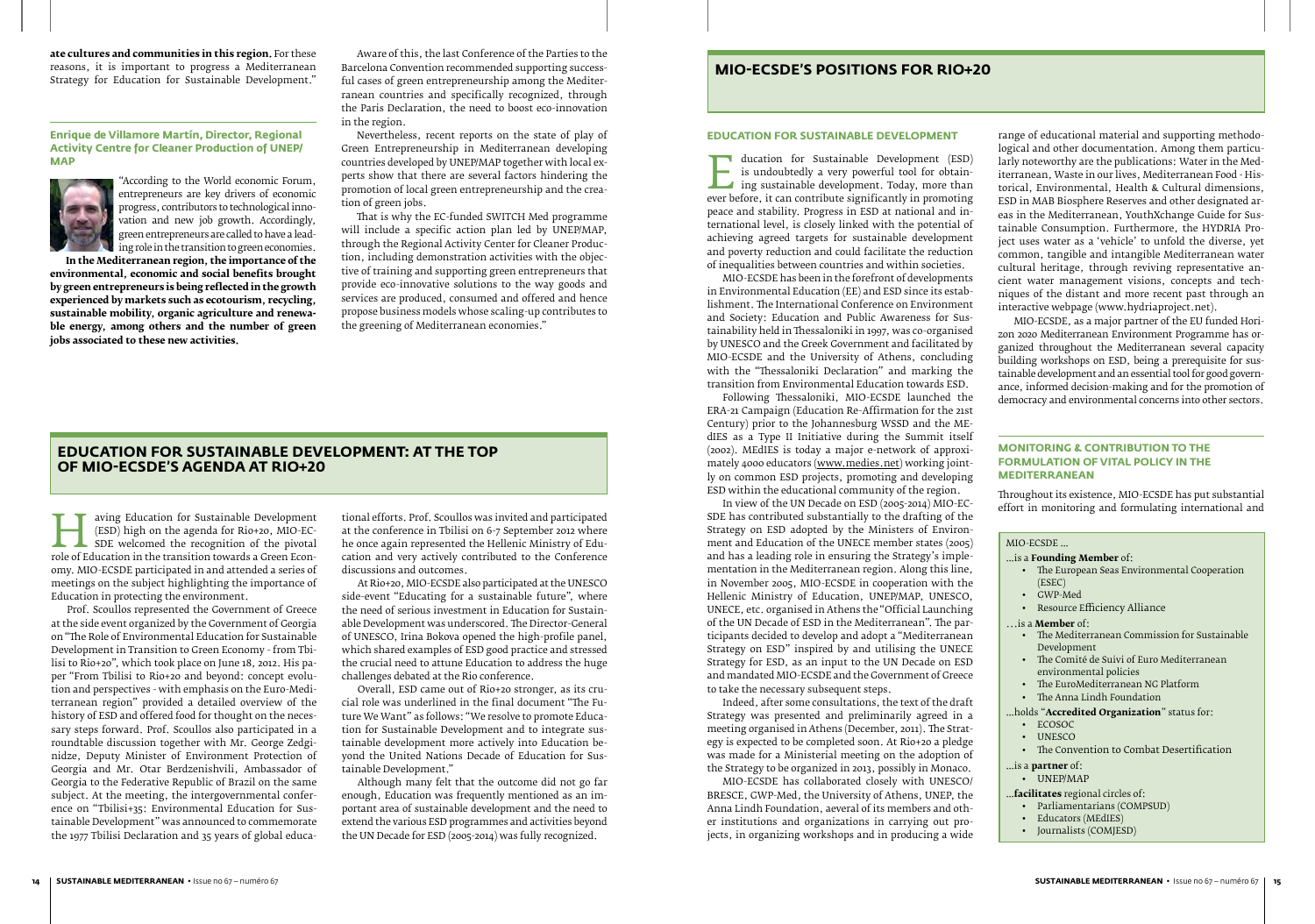**ate cultures and communities in this region.** For these reasons, it is important to progress a Mediterranean Strategy for Education for Sustainable Development."

### Enrique de Villamore Martín, Director, Regional Activity Centre for Cleaner Production of UNEP/MAP

"According to the World economic Forum, entrepreneurs are key drivers of economic progress, contributors to technological innovation and new job growth. Accordingly, green entrepreneurs are called to have a leading role in the transition to green economies.

**In the Mediterranean region, the importance of the environmental, economic and social benefits brought by green entrepreneurs is being reflected in the growth experienced by markets such as ecotourism, recycling, sustainable mobility, organic agriculture and renewable energy, among others and the number of green jobs associated to these new activities.**

Aware of this, the last Conference of the Parties to the Barcelona Convention recommended supporting successful cases of green entrepreneurship among the Mediterranean countries and specifically recognized, through the Paris Declaration, the need to boost eco-innovation in the region.

Nevertheless, recent reports on the state of play of Green Entrepreneurship in Mediterranean developing countries developed by UNEP/MAP together with local experts show that there are several factors hindering the promotion of local green entrepreneurship and the creation of green jobs.

That is why the EC-funded SWITCH Med programme will include a specific action plan led by UNEP/MAP, through the Regional Activity Center for Cleaner Production, including demonstration activities with the objective of training and supporting green entrepreneurs that provide eco-innovative solutions to the way goods and services are produced, consumed and offered and hence propose business models whose scaling-up contributes to the greening of Mediterranean economies."

## EDUCATION FOR SUSTAINABLE DEVELOPMENT: AT THE TOP OF MIO-ECSDE'S AGENDA AT RIO+20

Having Education for Sustainable Development (ESD) high on the agenda for Rio+20, MIO-ECSDE welcomed the recognition of the pivotal role of Education in the transition towards a Green Economy. MIO-ECSDE participated in and attended a series of meetings on the subject highlighting the importance of Education in protecting the environment.

Prof. Scoullos represented the Government of Greece at the side event organized by the Government of Georgia on "The Role of Environmental Education for Sustainable Development in Transition to Green Economy - from Tbilisi to Rio+20", which took place on June 18, 2012. His paper "From Tbilisi to Rio+20 and beyond: concept evolution and perspectives - with emphasis on the Euro-Mediterranean region" provided a detailed overview of the history of ESD and offered food for thought on the necessary steps forward. Prof. Scoullos also participated in a roundtable discussion together with Mr. George Zedginidze, Deputy Minister of Environment Protection of Georgia and Mr. Otar Berdzenishvili, Ambassador of Georgia to the Federative Republic of Brazil on the same subject. At the meeting, the intergovernmental conference on "Tbilisi+35: Environmental Education for Sustainable Development" was announced to commemorate the 1977 Tbilisi Declaration and 35 years of global educational efforts. Prof. Scoullos was invited and participated at the conference in Tbilisi on 6-7 September 2012 where he once again represented the Hellenic Ministry of Education and very actively contributed to the Conference discussions and outcomes.

At Rio+20, MIO-ECSDE also participated at the UNESCO side-event "Educating for a sustainable future", where the need of serious investment in Education for Sustainable Development was underscored. The Director-General of UNESCO, Irina Bokova opened the high-profile panel, which shared examples of ESD good practice and stressed the crucial need to attune Education to address the huge challenges debated at the Rio conference.

Overall, ESD came out of Rio+20 stronger, as its crucial role was underlined in the final document "The Future We Want" as follows: "We resolve to promote Education for Sustainable Development and to integrate sustainable development more actively into Education beyond the United Nations Decade of Education for Sustainable Development."

Although many felt that the outcome did not go far enough, Education was frequently mentioned as an important area of sustainable development and the need to extend the various ESD programmes and activities beyond the UN Decade for ESD (2005-2014) was fully recognized.

## MIO-ECSDE'S POSITIONS FOR RIO+20

### EDUCATION FOR SUSTAINABLE DEVELOPMENT

Education for Sustainable Development (ESD) is undoubtedly a very powerful tool for obtaining sustainable development. Today, more than ever before, it can contribute significantly in promoting peace and stability. Progress in ESD at national and international level, is closely linked with the potential of achieving agreed targets for sustainable development and poverty reduction and could facilitate the reduction of inequalities between countries and within societies.

MIO-ECSDE has been in the forefront of developments in Environmental Education (EE) and ESD since its establishment. The International Conference on Environment and Society: Education and Public Awareness for Sustainability held in Thessaloniki in 1997, was co-organised by UNESCO and the Greek Government and facilitated by MIO-ECSDE and the University of Athens, concluding with the "Thessaloniki Declaration" and marking the transition from Environmental Education towards ESD.

Following Thessaloniki, MIO-ECSDE launched the ERA-21 Campaign (Education Re-Affirmation for the 21st Century) prior to the Johannesburg WSSD and the MEdIES as a Type II Initiative during the Summit itself (2002). MEdIES is today a major e-network of approximately 4000 educators (www.medies.net) working jointly on common ESD projects, promoting and developing ESD within the educational community of the region.

In view of the UN Decade on ESD (2005-2014) MIO-ECSDE has contributed substantially to the drafting of the Strategy on ESD adopted by the Ministers of Environment and Education of the UNECE member states (2005) and has a leading role in ensuring the Strategy's implementation in the Mediterranean region. Along this line, in November 2005, MIO-ECSDE in cooperation with the Hellenic Ministry of Education, UNEP/MAP, UNESCO, UNECE, etc. organised in Athens the "Official Launching of the UN Decade of ESD in the Mediterranean". The participants decided to develop and adopt a "Mediterranean Strategy on ESD" inspired by and utilising the UNECE Strategy for ESD, as an input to the UN Decade on ESD and mandated MIO-ECSDE and the Government of Greece to take the necessary subsequent steps.

Indeed, after some consultations, the text of the draft Strategy was presented and preliminarily agreed in a meeting organised in Athens (December, 2011). The Strategy is expected to be completed soon. At Rio+20 a pledge was made for a Ministerial meeting on the adoption of the Strategy to be organized in 2013, possibly in Monaco.

MIO-ECSDE has collaborated closely with UNESCO/BRESCE, GWP-Med, the University of Athens, UNEP, the Anna Lindh Foundation, aeveral of its members and other institutions and organizations in carrying out projects, in organizing workshops and in producing a wide range of educational material and supporting methodological and other documentation. Among them particularly noteworthy are the publications: Water in the Mediterranean, Waste in our lives, Mediterranean Food - Historical, Environmental, Health & Cultural dimensions, ESD in MAB Biosphere Reserves and other designated areas in the Mediterranean, YouthXchange Guide for Sustainable Consumption. Furthermore, the HYDRIA Project uses water as a 'vehicle' to unfold the diverse, yet common, tangible and intangible Mediterranean water cultural heritage, through reviving representative ancient water management visions, concepts and techniques of the distant and more recent past through an interactive webpage (www.hydriaproject.net).

MIO-ECSDE, as a major partner of the EU funded Horizon 2020 Mediterranean Environment Programme has organized throughout the Mediterranean several capacity building workshops on ESD, being a prerequisite for sustainable development and an essential tool for good governance, informed decision-making and for the promotion of democracy and environmental concerns into other sectors.

### MONITORING & CONTRIBUTION TO THE FORMULATION OF VITAL POLICY IN THE MEDITERRANEAN

Throughout its existence, MIO-ECSDE has put substantial effort in monitoring and formulating international and

MIO-ECSDE ...

...is a **Founding Member** of:

- The European Seas Environmental Cooperation (ESEC)
- GWP-Med
- Resource Efficiency Alliance

...is a **Member** of:

- The Mediterranean Commission for Sustainable Development
- The Comité de Suivi of Euro Mediterranean environmental policies
- The EuroMediterranean NG Platform
- The Anna Lindh Foundation

...holds "**Accredited Organization**" status for:

- ECOSOC
- UNESCO
- The Convention to Combat Desertification

...is a **partner** of:

- UNEP/MAP

...**facilitates** regional circles of:

- Parliamentarians (COMPSUD)
- Educators (MEdIES)
- Journalists (COMJESD)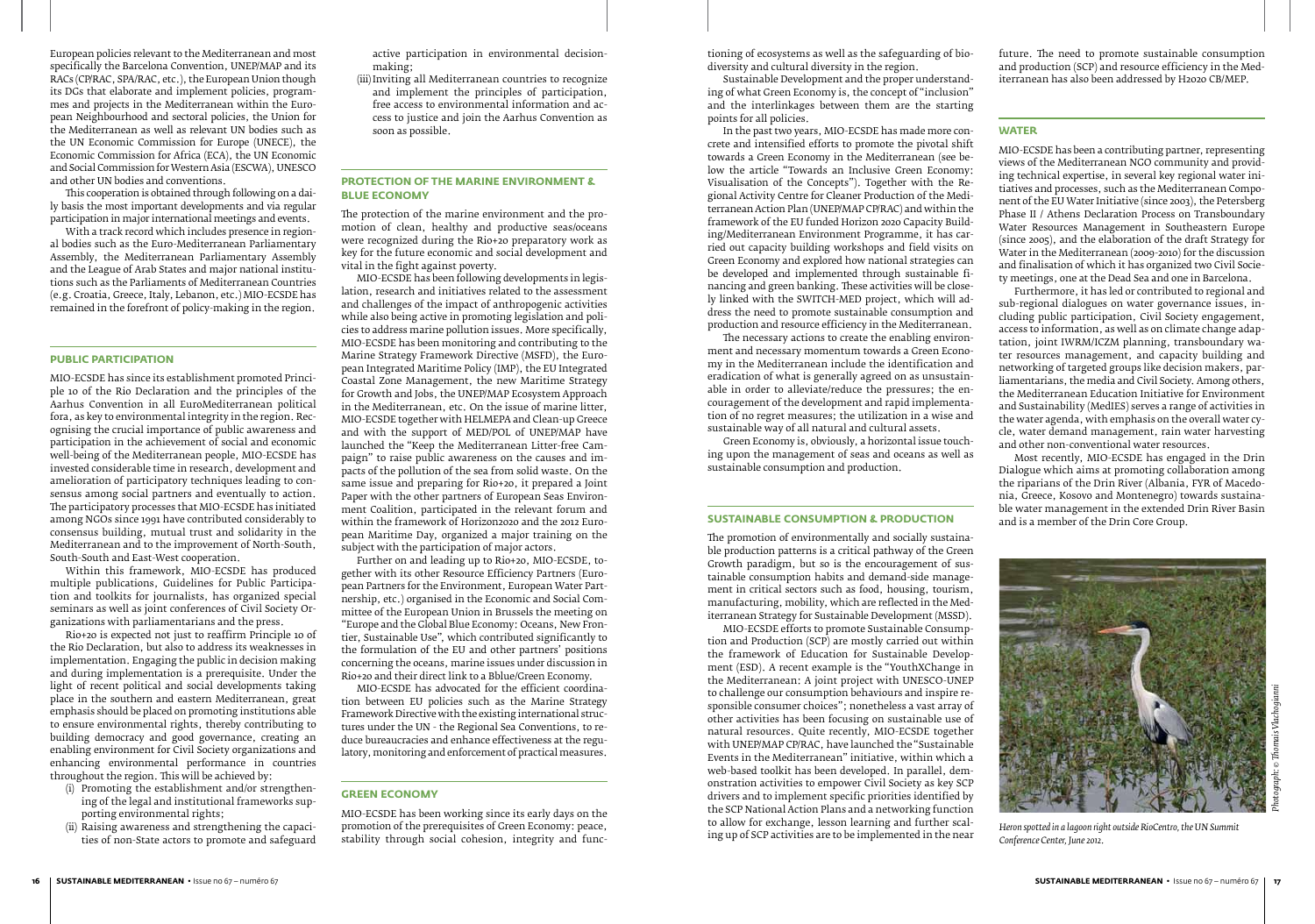European policies relevant to the Mediterranean and most specifically the Barcelona Convention, UNEP/MAP and its RACs (CP/RAC, SPA/RAC, etc.), the European Union though its DGs that elaborate and implement policies, programmes and projects in the Mediterranean within the European Neighbourhood and sectoral policies, the Union for the Mediterranean as well as relevant UN bodies such as the UN Economic Commission for Europe (UNECE), the Economic Commission for Africa (ECA), the UN Economic and Social Commission for Western Asia (ESCWA), UNESCO and other UN bodies and conventions.

This cooperation is obtained through following on a daily basis the most important developments and via regular participation in major international meetings and events.

With a track record which includes presence in regional bodies such as the Euro-Mediterranean Parliamentary Assembly, the Mediterranean Parliamentary Assembly and the League of Arab States and major national institutions such as the Parliaments of Mediterranean Countries (e.g. Croatia, Greece, Italy, Lebanon, etc.) MIO-ECSDE has remained in the forefront of policy-making in the region.

## PUBLIC PARTICIPATION

MIO-ECSDE has since its establishment promoted Principle 10 of the Rio Declaration and the principles of the Aarhus Convention in all EuroMediterranean political fora, as key to environmental integrity in the region. Recognising the crucial importance of public awareness and participation in the achievement of social and economic well-being of the Mediterranean people, MIO-ECSDE has invested considerable time in research, development and amelioration of participatory techniques leading to consensus among social partners and eventually to action. The participatory processes that MIO-ECSDE has initiated among NGOs since 1991 have contributed considerably to consensus building, mutual trust and solidarity in the Mediterranean and to the improvement of North-South, South-South and East-West cooperation.

Within this framework, MIO-ECSDE has produced multiple publications, Guidelines for Public Participation and toolkits for journalists, has organized special seminars as well as joint conferences of Civil Society Organizations with parliamentarians and the press.

Rio+20 is expected not just to reaffirm Principle 10 of the Rio Declaration, but also to address its weaknesses in implementation. Engaging the public in decision making and during implementation is a prerequisite. Under the light of recent political and social developments taking place in the southern and eastern Mediterranean, great emphasis should be placed on promoting institutions able to ensure environmental rights, thereby contributing to building democracy and good governance, creating an enabling environment for Civil Society organizations and enhancing environmental performance in countries throughout the region. This will be achieved by:

(i) Promoting the establishment and/or strengthening of the legal and institutional frameworks supporting environmental rights;
(ii) Raising awareness and strengthening the capacities of non-State actors to promote and safeguard active participation in environmental decision-making;
(iii) Inviting all Mediterranean countries to recognize and implement the principles of participation, free access to environmental information and access to justice and join the Aarhus Convention as soon as possible.

## PROTECTION OF THE MARINE ENVIRONMENT & BLUE ECONOMY

The protection of the marine environment and the promotion of clean, healthy and productive seas/oceans were recognized during the Rio+20 preparatory work as key for the future economic and social development and vital in the fight against poverty.

MIO-ECSDE has been following developments in legislation, research and initiatives related to the assessment and challenges of the impact of anthropogenic activities while also being active in promoting legislation and policies to address marine pollution issues. More specifically, MIO-ECSDE has been monitoring and contributing to the Marine Strategy Framework Directive (MSFD), the European Integrated Maritime Policy (IMP), the EU Integrated Coastal Zone Management, the new Maritime Strategy for Growth and Jobs, the UNEP/MAP Ecosystem Approach in the Mediterranean, etc. On the issue of marine litter, MIO-ECSDE together with HELMEPA and Clean-up Greece and with the support of MED/POL of UNEP/MAP have launched the "Keep the Mediterranean Litter-free Campaign" to raise public awareness on the causes and impacts of the pollution of the sea from solid waste. On the same issue and preparing for Rio+20, it prepared a Joint Paper with the other partners of European Seas Environment Coalition, participated in the relevant forum and within the framework of Horizon2020 and the 2012 European Maritime Day, organized a major training on the subject with the participation of major actors.

Further on and leading up to Rio+20, MIO-ECSDE, together with its other Resource Efficiency Partners (European Partners for the Environment, European Water Partnership, etc.) organised in the Economic and Social Committee of the European Union in Brussels the meeting on "Europe and the Global Blue Economy: Oceans, New Frontier, Sustainable Use", which contributed significantly to the formulation of the EU and other partners' positions concerning the oceans, marine issues under discussion in Rio+20 and their direct link to a Bblue/Green Economy.

MIO-ECSDE has advocated for the efficient coordination between EU policies such as the Marine Strategy Framework Directive with the existing international structures under the UN - the Regional Sea Conventions, to reduce bureaucracies and enhance effectiveness at the regulatory, monitoring and enforcement of practical measures.

## GREEN ECONOMY

MIO-ECSDE has been working since its early days on the promotion of the prerequisites of Green Economy: peace, stability through social cohesion, integrity and functioning of ecosystems as well as the safeguarding of biodiversity and cultural diversity in the region.

Sustainable Development and the proper understanding of what Green Economy is, the concept of "inclusion" and the interlinkages between them are the starting points for all policies.

In the past two years, MIO-ECSDE has made more concrete and intensified efforts to promote the pivotal shift towards a Green Economy in the Mediterranean (see below the article "Towards an Inclusive Green Economy: Visualisation of the Concepts"). Together with the Regional Activity Centre for Cleaner Production of the Mediterranean Action Plan (UNEP/MAP CP/RAC) and within the framework of the EU funded Horizon 2020 Capacity Building/Mediterranean Environment Programme, it has carried out capacity building workshops and field visits on Green Economy and explored how national strategies can be developed and implemented through sustainable financing and green banking. These activities will be closely linked with the SWITCH-MED project, which will address the need to promote sustainable consumption and production and resource efficiency in the Mediterranean.

The necessary actions to create the enabling environment and necessary momentum towards a Green Economy in the Mediterranean include the identification and eradication of what is generally agreed on as unsustainable in order to alleviate/reduce the pressures; the encouragement of the development and rapid implementation of no regret measures; the utilization in a wise and sustainable way of all natural and cultural assets.

Green Economy is, obviously, a horizontal issue touching upon the management of seas and oceans as well as sustainable consumption and production.

## SUSTAINABLE CONSUMPTION & PRODUCTION

The promotion of environmentally and socially sustainable production patterns is a critical pathway of the Green Growth paradigm, but so is the encouragement of sustainable consumption habits and demand-side management in critical sectors such as food, housing, tourism, manufacturing, mobility, which are reflected in the Mediterranean Strategy for Sustainable Development (MSSD).

MIO-ECSDE efforts to promote Sustainable Consumption and Production (SCP) are mostly carried out within the framework of Education for Sustainable Development (ESD). A recent example is the "YouthXChange in the Mediterranean: A joint project with UNESCO-UNEP to challenge our consumption behaviours and inspire responsible consumer choices"; nonetheless a vast array of other activities has been focusing on sustainable use of natural resources. Quite recently, MIO-ECSDE together with UNEP/MAP CP/RAC, have launched the "Sustainable Events in the Mediterranean" initiative, within which a web-based toolkit has been developed. In parallel, demonstration activities to empower Civil Society as key SCP drivers and to implement specific priorities identified by the SCP National Action Plans and a networking function to allow for exchange, lesson learning and further scaling up of SCP activities are to be implemented in the near future. The need to promote sustainable consumption and production (SCP) and resource efficiency in the Mediterranean has also been addressed by H2020 CB/MEP.

## WATER

MIO-ECSDE has been a contributing partner, representing views of the Mediterranean NGO community and providing technical expertise, in several key regional water initiatives and processes, such as the Mediterranean Component of the EU Water Initiative (since 2003), the Petersberg Phase II / Athens Declaration Process on Transboundary Water Resources Management in Southeastern Europe (since 2005), and the elaboration of the draft Strategy for Water in the Mediterranean (2009-2010) for the discussion and finalisation of which it has organized two Civil Society meetings, one at the Dead Sea and one in Barcelona.

Furthermore, it has led or contributed to regional and sub-regional dialogues on water governance issues, including public participation, Civil Society engagement, access to information, as well as on climate change adaptation, joint IWRM/ICZM planning, transboundary water resources management, and capacity building and networking of targeted groups like decision makers, parliamentarians, the media and Civil Society. Among others, the Mediterranean Education Initiative for Environment and Sustainability (MedIES) serves a range of activities in the water agenda, with emphasis on the overall water cycle, water demand management, rain water harvesting and other non-conventional water resources.

Most recently, MIO-ECSDE has engaged in the Drin Dialogue which aims at promoting collaboration among the riparians of the Drin River (Albania, FYR of Macedonia, Greece, Kosovo and Montenegro) towards sustainable water management in the extended Drin River Basin and is a member of the Drin Core Group.

*Heron spotted in a lagoon right outside RioCentro, the UN Summit Conference Center, June 2012.*

*Photograph: © Thomais Vlachogianni*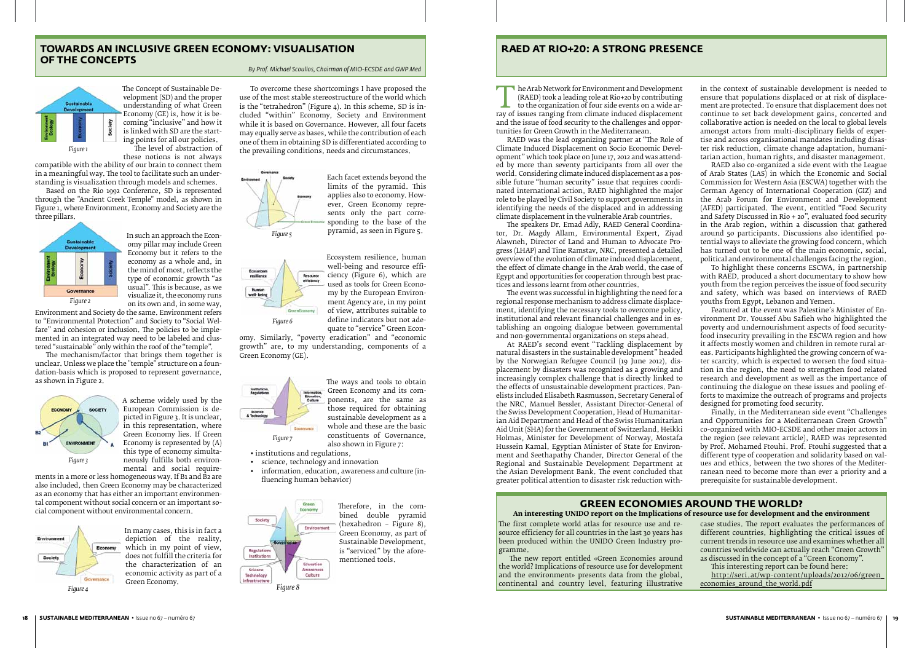## TOWARDS AN INCLUSIVE GREEN ECONOMY: VISUALISATION OF THE CONCEPTS

*By Prof. Michael Scoullos, Chairman of MIO-ECSDE and GWP Med*

Figure 1

The Concept of Sustainable Development (SD) and the proper understanding of what Green Economy (GE) is, how it is becoming "inclusive" and how it is linked with SD are the starting points for all our policies.

The level of abstraction of these notions is not always compatible with the ability of our brain to connect them in a meaningful way. The tool to facilitate such an understanding is visualization through models and schemes.

Based on the Rio 1992 Conference, SD is represented through the "Ancient Greek Temple" model, as shown in Figure 1, where Environment, Economy and Society are the three pillars.

Figure 2

In such an approach the Economy pillar may include Green Economy but it refers to the economy as a whole and, in the mind of most, reflects the type of economic growth "as usual". This is because, as we visualize it, the economy runs on its own and, in some way, Environment and Society do the same. Environment refers to "Environmental Protection" and Society to "Social Welfare" and cohesion or inclusion. The policies to be implemented in an integrated way need to be labeled and clustered "sustainable" only within the roof of the "temple".

The mechanism/factor that brings them together is unclear. Unless we place the "temple" structure on a foundation-basis which is proposed to represent governance, as shown in Figure 2.

Figure 3

A scheme widely used by the European Commission is depicted in Figure 3. It is unclear, in this representation, where Green Economy lies. If Green Economy is represented by (A) this type of economy simultaneously fulfills both environmental and social requirements in a more or less homogeneous way. If B1 and B2 are also included, then Green Economy may be characterized as an economy that has either an important environmental component without social concern or an important social component without environmental concern.

Figure 4

In many cases, this is in fact a depiction of the reality, which in my point of view, does not fulfill the criteria for the characterization of an economic activity as part of a Green Economy.

To overcome these shortcomings I have proposed the use of the most stable stereostructure of the world which is the "tetrahedron" (Figure 4). In this scheme, SD is included "within" Economy, Society and Environment while it is based on Governance. However, all four facets may equally serve as bases, while the contribution of each one of them in obtaining SD is differentiated according to the prevailing conditions, needs and circumstances.

Figure 5

Each facet extends beyond the limits of the pyramid. This applies also to economy. However, Green Economy represents only the part corresponding to the base of the pyramid, as seen in Figure 5.

Figure 6

Ecosystem resilience, human well-being and resource efficiency (Figure 6), which are used as tools for Green Economy by the European Environment Agency are, in my point of view, attributes suitable to define indicators but not adequate to "service" Green Economy. Similarly, "poverty eradication" and "economic growth" are, to my understanding, components of a Green Economy (GE).

Figure 7

The ways and tools to obtain Green Economy and its components, are the same as those required for obtaining sustainable development as a whole and these are the basic constituents of Governance, also shown in Figure 7:

- institutions and regulations,
- science, technology and innovation
- information, education, awareness and culture (influencing human behavior)

Figure 8

Therefore, in the combined double pyramid (hexahedron – Figure 8), Green Economy, as part of Sustainable Development, is "serviced" by the aforementioned tools.

## RAED AT RIO+20: A STRONG PRESENCE

The Arab Network for Environment and Development (RAED) took a leading role at Rio+20 by contributing to the organization of four side events on a wide array of issues ranging from climate induced displacement and the issue of food security to the challenges and opportunities for Green Growth in the Mediterranean.

RAED was the lead organizing partner at "The Role of Climate Induced Displacement on Socio Economic Development" which took place on June 17, 2012 and was attended by more than seventy participants from all over the world. Considering climate induced displacement as a possible future "human security" issue that requires coordinated international action, RAED highlighted the major role to be played by Civil Society to support governments in identifying the needs of the displaced and in addressing climate displacement in the vulnerable Arab countries.

The speakers Dr. Emad Adly, RAED General Coordinator, Dr. Magdy Allam, Environmental Expert, Ziyad Alawneh, Director of Land and Human to Advocate Progress (LHAP) and Tine Ramstav, NRC, presented a detailed overview of the evolution of climate induced displacement, the effect of climate change in the Arab world, the case of Egypt and opportunities for cooperation through best practices and lessons learnt from other countries.

The event was successful in highlighting the need for a regional response mechanism to address climate displacement, identifying the necessary tools to overcome policy, institutional and relevant financial challenges and in establishing an ongoing dialogue between governmental and non-governmental organizations on steps ahead.

At RAED's second event "Tackling displacement by natural disasters in the sustainable development" headed by the Norwegian Refugee Council (19 June 2012), displacement by disasters was recognized as a growing and increasingly complex challenge that is directly linked to the effects of unsustainable development practices. Panelists included Elisabeth Rasmusson, Secretary General of the NRC, Manuel Bessler, Assistant Director-General of the Swiss Development Cooperation, Head of Humanitarian Aid Department and Head of the Swiss Humanitarian Aid Unit (SHA) for the Government of Switzerland, Heikki Holmas, Minister for Development of Norway, Mostafa Hussein Kamal, Egyptian Minister of State for Environment and Seethapathy Chander, Director General of the Regional and Sustainable Development Department at the Asian Development Bank. The event concluded that greater political attention to disaster risk reduction within the context of sustainable development is needed to ensure that populations displaced or at risk of displacement are protected. To ensure that displacement does not continue to set back development gains, concerted and collaborative action is needed on the local to global levels amongst actors from multi-disciplinary fields of expertise and across organisational mandates including disaster risk reduction, climate change adaptation, humanitarian action, human rights, and disaster management.

RAED also co-organized a side event with the League of Arab States (LAS) in which the Economic and Social Commission for Western Asia (ESCWA) together with the German Agency of International Cooperation (GIZ) and the Arab Forum for Environment and Development (AFED) participated. The event, entitled "Food Security and Safety Discussed in Rio + 20", evaluated food security in the Arab region, within a discussion that gathered around 50 participants. Discussions also identified potential ways to alleviate the growing food concern, which has turned out to be one of the main economic, social, political and environmental challenges facing the region.

To highlight these concerns ESCWA, in partnership with RAED, produced a short documentary to show how youth from the region perceives the issue of food security and safety, which was based on interviews of RAED youths from Egypt, Lebanon and Yemen.

Featured at the event was Palestine's Minister of Environment Dr. Youssef Abu Safieh who highlighted the poverty and undernourishment aspects of food security-food insecurity prevailing in the ESCWA region and how it affects mostly women and children in remote rural areas. Participants highlighted the growing concern of water scarcity, which is expected to worsen the food situation in the region, the need to strengthen food related research and development as well as the importance of continuing the dialogue on these issues and pooling efforts to maximize the outreach of programs and projects designed for promoting food security.

Finally, in the Mediterranean side event "Challenges and Opportunities for a Mediterranean Green Growth" co-organized with MIO-ECSDE and other major actors in the region (see relevant article), RAED was represented by Prof. Mohamed Ftouhi. Prof. Ftouhi suggested that a different type of cooperation and solidarity based on values and ethics, between the two shores of the Mediterranean need to become more than ever a priority and a prerequisite for sustainable development.

## GREEN ECONOMIES AROUND THE WORLD?

**An interesting UNIDO report on the Implications of resource use for development and the environment**

The first complete world atlas for resource use and resource efficiency for all countries in the last 30 years has been produced within the UNIDO Green Industry programme.

The new report entitled «Green Economies around the world? Implications of resource use for development and the environment» presents data from the global, continental and country level, featuring illustrative case studies. The report evaluates the performances of different countries, highlighting the critical issues of current trends in resource use and examines whether all countries worldwide can actually reach "Green Growth" as discussed in the concept of a "Green Economy".

This interesting report can be found here:
http://seri.at/wp-content/uploads/2012/06/green_economies_around_the_world.pdf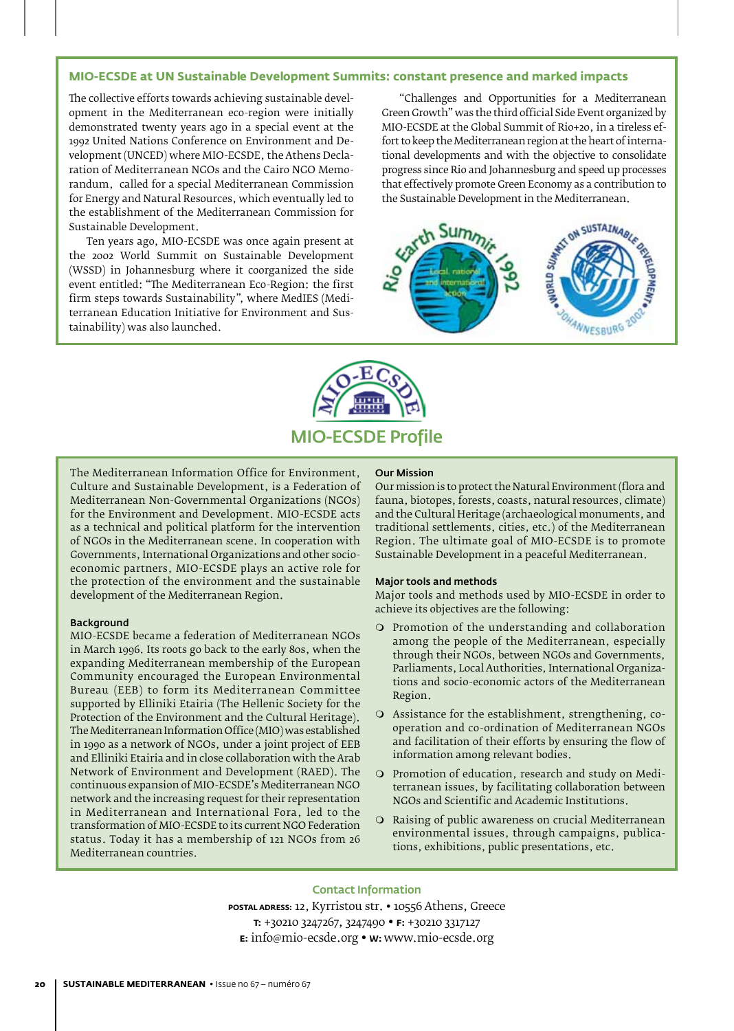## MIO-ECSDE at UN Sustainable Development Summits: constant presence and marked impacts

The collective efforts towards achieving sustainable development in the Mediterranean eco-region were initially demonstrated twenty years ago in a special event at the 1992 United Nations Conference on Environment and Development (UNCED) where MIO-ECSDE, the Athens Declaration of Mediterranean NGOs and the Cairo NGO Memorandum, called for a special Mediterranean Commission for Energy and Natural Resources, which eventually led to the establishment of the Mediterranean Commission for Sustainable Development.

Ten years ago, MIO-ECSDE was once again present at the 2002 World Summit on Sustainable Development (WSSD) in Johannesburg where it coorganized the side event entitled: "The Mediterranean Eco-Region: the first firm steps towards Sustainability", where MedIES (Mediterranean Education Initiative for Environment and Sustainability) was also launched.

"Challenges and Opportunities for a Mediterranean Green Growth" was the third official Side Event organized by MIO-ECSDE at the Global Summit of Rio+20, in a tireless effort to keep the Mediterranean region at the heart of international developments and with the objective to consolidate progress since Rio and Johannesburg and speed up processes that effectively promote Green Economy as a contribution to the Sustainable Development in the Mediterranean.

## MIO-ECSDE Profile

The Mediterranean Information Office for Environment, Culture and Sustainable Development, is a Federation of Mediterranean Non-Governmental Organizations (NGOs) for the Environment and Development. MIO-ECSDE acts as a technical and political platform for the intervention of NGOs in the Mediterranean scene. In cooperation with Governments, International Organizations and other socio-economic partners, MIO-ECSDE plays an active role for the protection of the environment and the sustainable development of the Mediterranean Region.

**Background**

MIO-ECSDE became a federation of Mediterranean NGOs in March 1996. Its roots go back to the early 80s, when the expanding Mediterranean membership of the European Community encouraged the European Environmental Bureau (EEB) to form its Mediterranean Committee supported by Elliniki Etairia (The Hellenic Society for the Protection of the Environment and the Cultural Heritage). The Mediterranean Information Office (MIO) was established in 1990 as a network of NGOs, under a joint project of EEB and Elliniki Etairia and in close collaboration with the Arab Network of Environment and Development (RAED). The continuous expansion of MIO-ECSDE's Mediterranean NGO network and the increasing request for their representation in Mediterranean and International Fora, led to the transformation of MIO-ECSDE to its current NGO Federation status. Today it has a membership of 121 NGOs from 26 Mediterranean countries.

**Our Mission**

Our mission is to protect the Natural Environment (flora and fauna, biotopes, forests, coasts, natural resources, climate) and the Cultural Heritage (archaeological monuments, and traditional settlements, cities, etc.) of the Mediterranean Region. The ultimate goal of MIO-ECSDE is to promote Sustainable Development in a peaceful Mediterranean.

**Major tools and methods**

Major tools and methods used by MIO-ECSDE in order to achieve its objectives are the following:

- Promotion of the understanding and collaboration among the people of the Mediterranean, especially through their NGOs, between NGOs and Governments, Parliaments, Local Authorities, International Organizations and socio-economic actors of the Mediterranean Region.
- Assistance for the establishment, strengthening, co-operation and co-ordination of Mediterranean NGOs and facilitation of their efforts by ensuring the flow of information among relevant bodies.
- Promotion of education, research and study on Mediterranean issues, by facilitating collaboration between NGOs and Scientific and Academic Institutions.
- Raising of public awareness on crucial Mediterranean environmental issues, through campaigns, publications, exhibitions, public presentations, etc.

**Contact Information**

**POSTAL ADRESS:** 12, Kyrristou str. • 10556 Athens, Greece
**T:** +30210 3247267, 3247490 • **F:** +30210 3317127
**E:** info@mio-ecsde.org • **W:** www.mio-ecsde.org